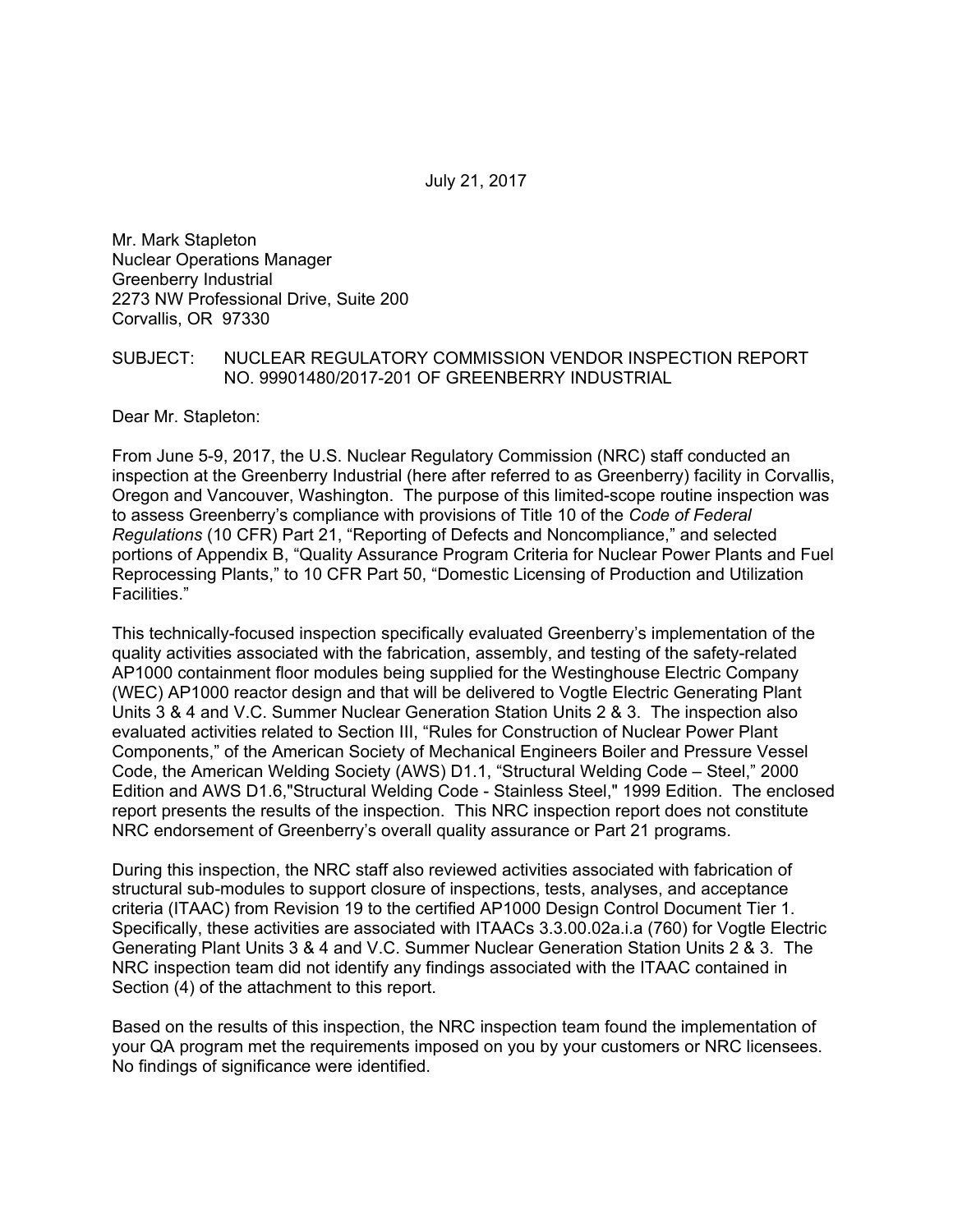July 21, 2017

Mr. Mark Stapleton
Nuclear Operations Manager
Greenberry Industrial
2273 NW Professional Drive, Suite 200
Corvallis, OR 97330

SUBJECT: NUCLEAR REGULATORY COMMISSION VENDOR INSPECTION REPORT NO. 99901480/2017-201 OF GREENBERRY INDUSTRIAL

Dear Mr. Stapleton:

From June 5-9, 2017, the U.S. Nuclear Regulatory Commission (NRC) staff conducted an inspection at the Greenberry Industrial (here after referred to as Greenberry) facility in Corvallis, Oregon and Vancouver, Washington. The purpose of this limited-scope routine inspection was to assess Greenberry's compliance with provisions of Title 10 of the *Code of Federal Regulations* (10 CFR) Part 21, "Reporting of Defects and Noncompliance," and selected portions of Appendix B, "Quality Assurance Program Criteria for Nuclear Power Plants and Fuel Reprocessing Plants," to 10 CFR Part 50, "Domestic Licensing of Production and Utilization Facilities."

This technically-focused inspection specifically evaluated Greenberry's implementation of the quality activities associated with the fabrication, assembly, and testing of the safety-related AP1000 containment floor modules being supplied for the Westinghouse Electric Company (WEC) AP1000 reactor design and that will be delivered to Vogtle Electric Generating Plant Units 3 & 4 and V.C. Summer Nuclear Generation Station Units 2 & 3. The inspection also evaluated activities related to Section III, "Rules for Construction of Nuclear Power Plant Components," of the American Society of Mechanical Engineers Boiler and Pressure Vessel Code, the American Welding Society (AWS) D1.1, "Structural Welding Code – Steel," 2000 Edition and AWS D1.6,"Structural Welding Code - Stainless Steel," 1999 Edition. The enclosed report presents the results of the inspection. This NRC inspection report does not constitute NRC endorsement of Greenberry's overall quality assurance or Part 21 programs.

During this inspection, the NRC staff also reviewed activities associated with fabrication of structural sub-modules to support closure of inspections, tests, analyses, and acceptance criteria (ITAAC) from Revision 19 to the certified AP1000 Design Control Document Tier 1. Specifically, these activities are associated with ITAACs 3.3.00.02a.i.a (760) for Vogtle Electric Generating Plant Units 3 & 4 and V.C. Summer Nuclear Generation Station Units 2 & 3. The NRC inspection team did not identify any findings associated with the ITAAC contained in Section (4) of the attachment to this report.

Based on the results of this inspection, the NRC inspection team found the implementation of your QA program met the requirements imposed on you by your customers or NRC licensees. No findings of significance were identified.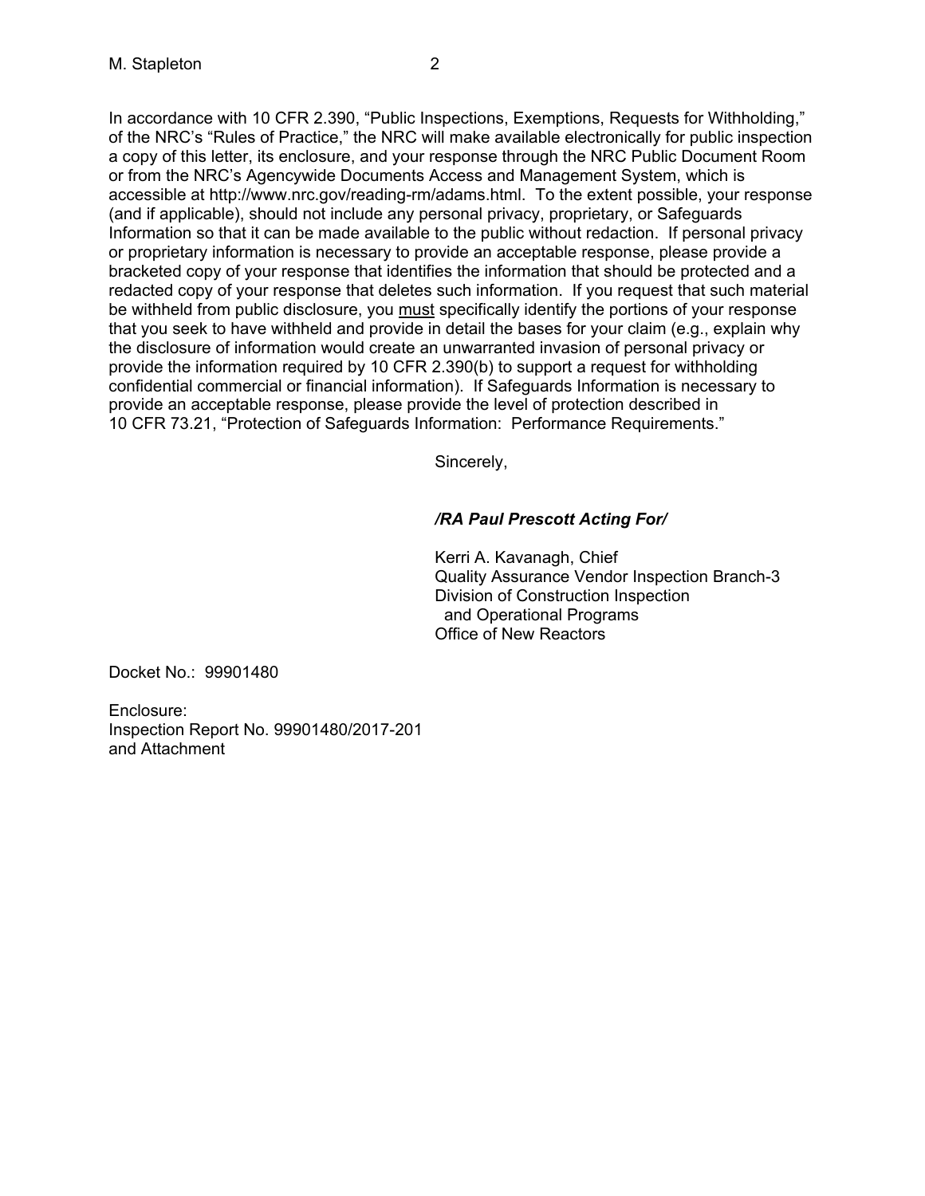In accordance with 10 CFR 2.390, "Public Inspections, Exemptions, Requests for Withholding," of the NRC's "Rules of Practice," the NRC will make available electronically for public inspection a copy of this letter, its enclosure, and your response through the NRC Public Document Room or from the NRC's Agencywide Documents Access and Management System, which is accessible at http://www.nrc.gov/reading-rm/adams.html. To the extent possible, your response (and if applicable), should not include any personal privacy, proprietary, or Safeguards Information so that it can be made available to the public without redaction. If personal privacy or proprietary information is necessary to provide an acceptable response, please provide a bracketed copy of your response that identifies the information that should be protected and a redacted copy of your response that deletes such information. If you request that such material be withheld from public disclosure, you <u>must</u> specifically identify the portions of your response that you seek to have withheld and provide in detail the bases for your claim (e.g., explain why the disclosure of information would create an unwarranted invasion of personal privacy or provide the information required by 10 CFR 2.390(b) to support a request for withholding confidential commercial or financial information). If Safeguards Information is necessary to provide an acceptable response, please provide the level of protection described in 10 CFR 73.21, "Protection of Safeguards Information: Performance Requirements."

Sincerely,

***/RA Paul Prescott Acting For/***

Kerri A. Kavanagh, Chief
Quality Assurance Vendor Inspection Branch-3
Division of Construction Inspection
and Operational Programs
Office of New Reactors

Docket No.: 99901480

Enclosure:
Inspection Report No. 99901480/2017-201
and Attachment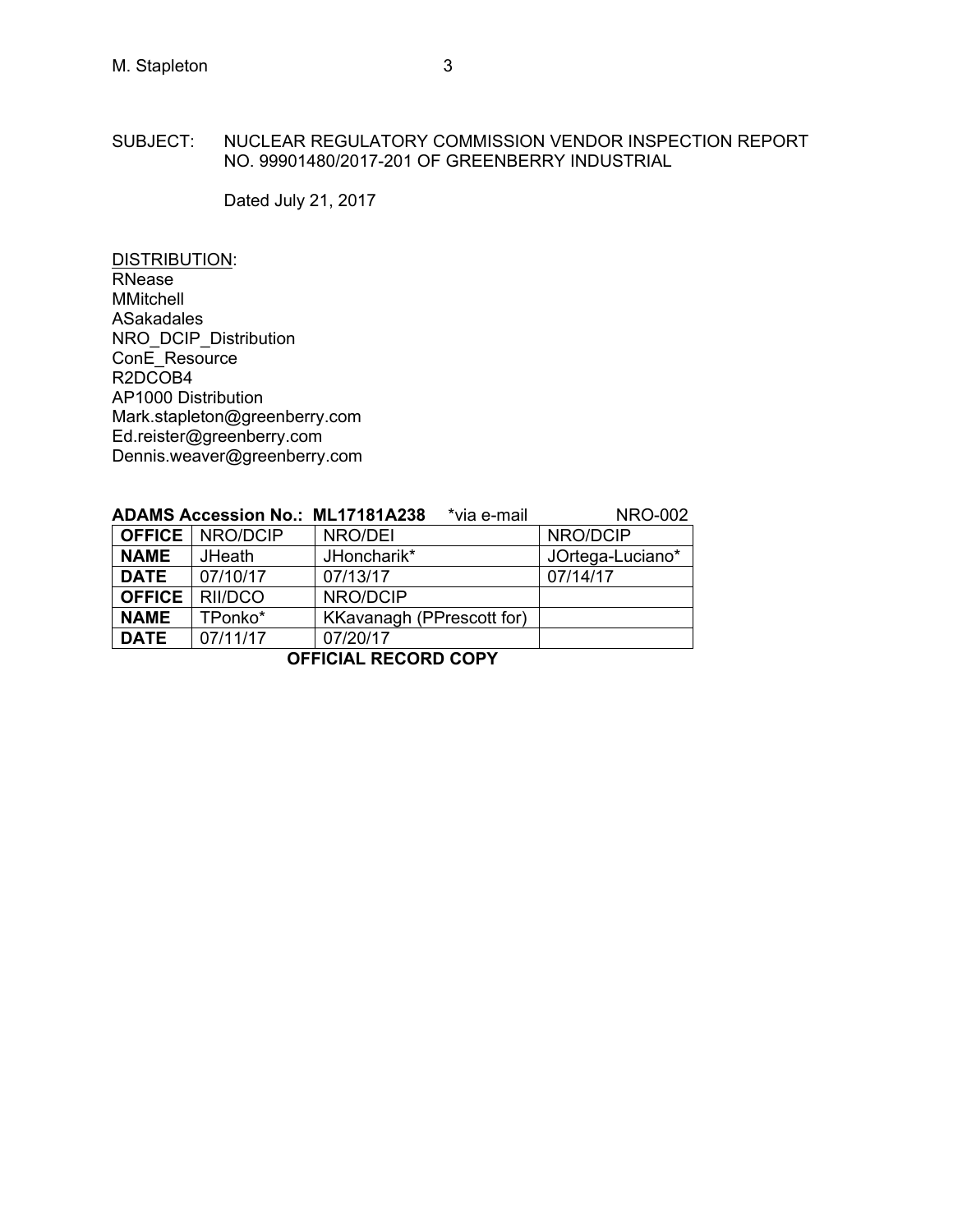SUBJECT: NUCLEAR REGULATORY COMMISSION VENDOR INSPECTION REPORT NO. 99901480/2017-201 OF GREENBERRY INDUSTRIAL

Dated July 21, 2017

DISTRIBUTION:
RNease
MMitchell
ASakadales
NRO_DCIP_Distribution
ConE_Resource
R2DCOB4
AP1000 Distribution
Mark.stapleton@greenberry.com
Ed.reister@greenberry.com
Dennis.weaver@greenberry.com

**ADAMS Accession No.: ML17181A238** *via e-mail NRO-002

| **OFFICE** | NRO/DCIP | NRO/DEI | NRO/DCIP |
|---|---|---|---|
| **NAME** | JHeath | JHoncharik* | JOrtega-Luciano* |
| **DATE** | 07/10/17 | 07/13/17 | 07/14/17 |
| **OFFICE** | RII/DCO | NRO/DCIP | |
| **NAME** | TPonko* | KKavanagh (PPrescott for) | |
| **DATE** | 07/11/17 | 07/20/17 | |

**OFFICIAL RECORD COPY**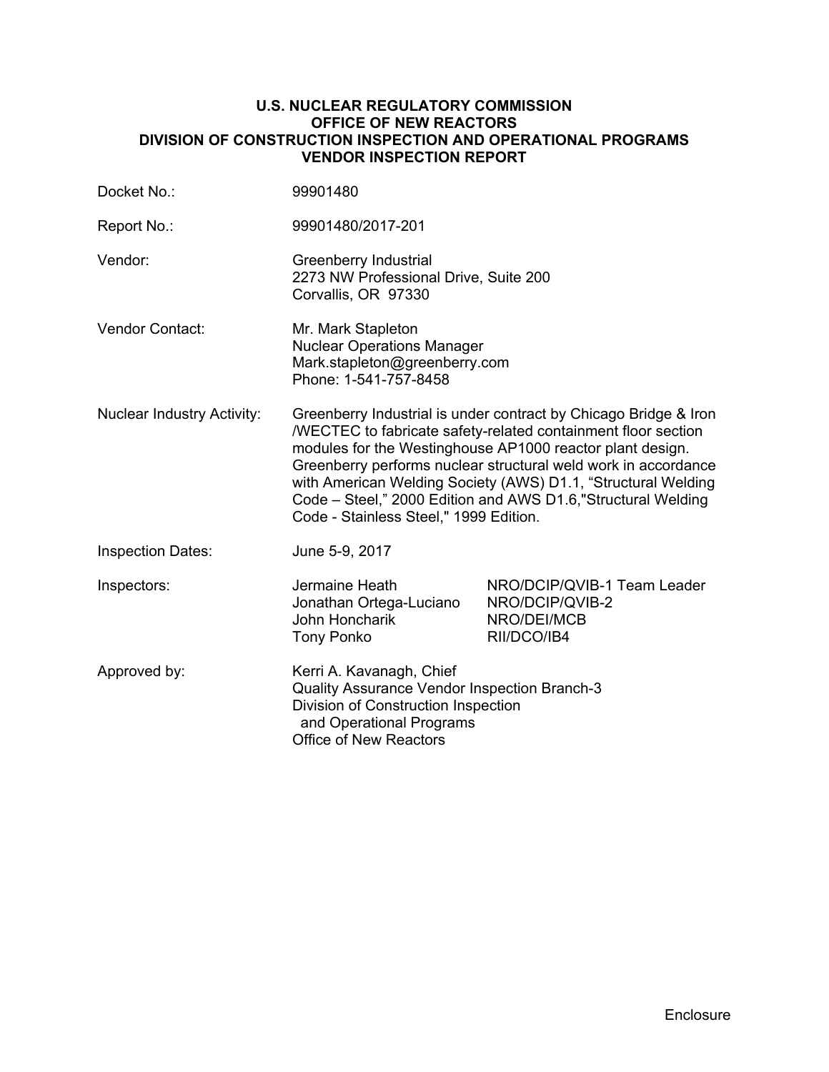**U.S. NUCLEAR REGULATORY COMMISSION**
**OFFICE OF NEW REACTORS**
**DIVISION OF CONSTRUCTION INSPECTION AND OPERATIONAL PROGRAMS**
**VENDOR INSPECTION REPORT**

| | |
|---|---|
| Docket No.: | 99901480 |
| Report No.: | 99901480/2017-201 |
| Vendor: | Greenberry Industrial<br>2273 NW Professional Drive, Suite 200<br>Corvallis, OR 97330 |
| Vendor Contact: | Mr. Mark Stapleton<br>Nuclear Operations Manager<br>Mark.stapleton@greenberry.com<br>Phone: 1-541-757-8458 |
| Nuclear Industry Activity: | Greenberry Industrial is under contract by Chicago Bridge & Iron /WECTEC to fabricate safety-related containment floor section modules for the Westinghouse AP1000 reactor plant design. Greenberry performs nuclear structural weld work in accordance with American Welding Society (AWS) D1.1, "Structural Welding Code – Steel," 2000 Edition and AWS D1.6,"Structural Welding Code - Stainless Steel," 1999 Edition. |
| Inspection Dates: | June 5-9, 2017 |

| Inspectors: | | |
|---|---|---|
| | Jermaine Heath | NRO/DCIP/QVIB-1 Team Leader |
| | Jonathan Ortega-Luciano | NRO/DCIP/QVIB-2 |
| | John Honcharik | NRO/DEI/MCB |
| | Tony Ponko | RII/DCO/IB4 |

Approved by: Kerri A. Kavanagh, Chief
Quality Assurance Vendor Inspection Branch-3
Division of Construction Inspection
and Operational Programs
Office of New Reactors

Enclosure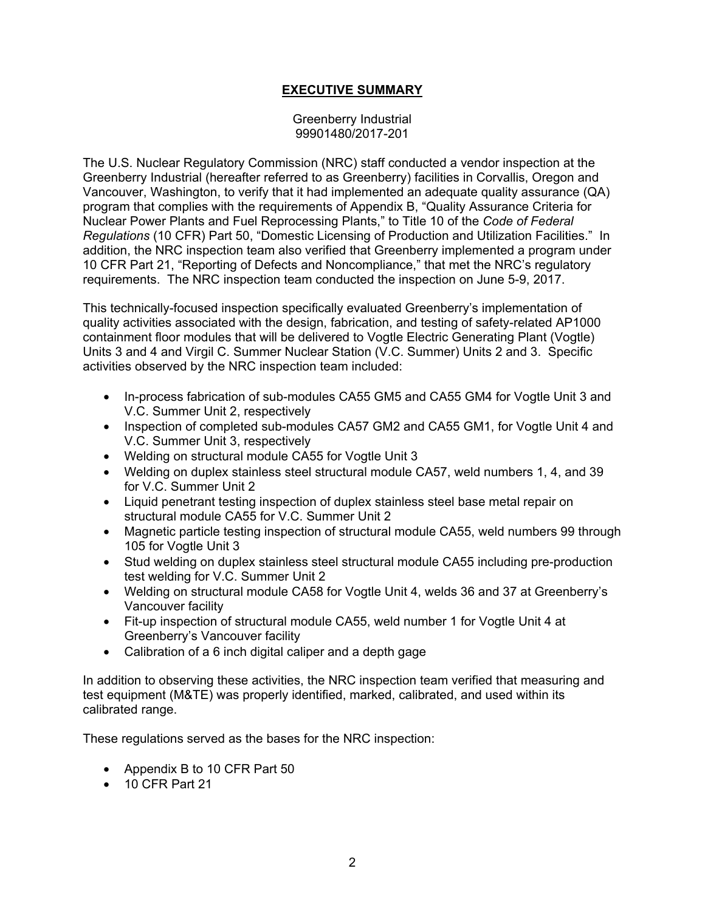## EXECUTIVE SUMMARY

Greenberry Industrial
99901480/2017-201

The U.S. Nuclear Regulatory Commission (NRC) staff conducted a vendor inspection at the Greenberry Industrial (hereafter referred to as Greenberry) facilities in Corvallis, Oregon and Vancouver, Washington, to verify that it had implemented an adequate quality assurance (QA) program that complies with the requirements of Appendix B, "Quality Assurance Criteria for Nuclear Power Plants and Fuel Reprocessing Plants," to Title 10 of the *Code of Federal Regulations* (10 CFR) Part 50, "Domestic Licensing of Production and Utilization Facilities." In addition, the NRC inspection team also verified that Greenberry implemented a program under 10 CFR Part 21, "Reporting of Defects and Noncompliance," that met the NRC's regulatory requirements. The NRC inspection team conducted the inspection on June 5-9, 2017.

This technically-focused inspection specifically evaluated Greenberry's implementation of quality activities associated with the design, fabrication, and testing of safety-related AP1000 containment floor modules that will be delivered to Vogtle Electric Generating Plant (Vogtle) Units 3 and 4 and Virgil C. Summer Nuclear Station (V.C. Summer) Units 2 and 3. Specific activities observed by the NRC inspection team included:

- In-process fabrication of sub-modules CA55 GM5 and CA55 GM4 for Vogtle Unit 3 and V.C. Summer Unit 2, respectively
- Inspection of completed sub-modules CA57 GM2 and CA55 GM1, for Vogtle Unit 4 and V.C. Summer Unit 3, respectively
- Welding on structural module CA55 for Vogtle Unit 3
- Welding on duplex stainless steel structural module CA57, weld numbers 1, 4, and 39 for V.C. Summer Unit 2
- Liquid penetrant testing inspection of duplex stainless steel base metal repair on structural module CA55 for V.C. Summer Unit 2
- Magnetic particle testing inspection of structural module CA55, weld numbers 99 through 105 for Vogtle Unit 3
- Stud welding on duplex stainless steel structural module CA55 including pre-production test welding for V.C. Summer Unit 2
- Welding on structural module CA58 for Vogtle Unit 4, welds 36 and 37 at Greenberry's Vancouver facility
- Fit-up inspection of structural module CA55, weld number 1 for Vogtle Unit 4 at Greenberry's Vancouver facility
- Calibration of a 6 inch digital caliper and a depth gage

In addition to observing these activities, the NRC inspection team verified that measuring and test equipment (M&TE) was properly identified, marked, calibrated, and used within its calibrated range.

These regulations served as the bases for the NRC inspection:

- Appendix B to 10 CFR Part 50
- 10 CFR Part 21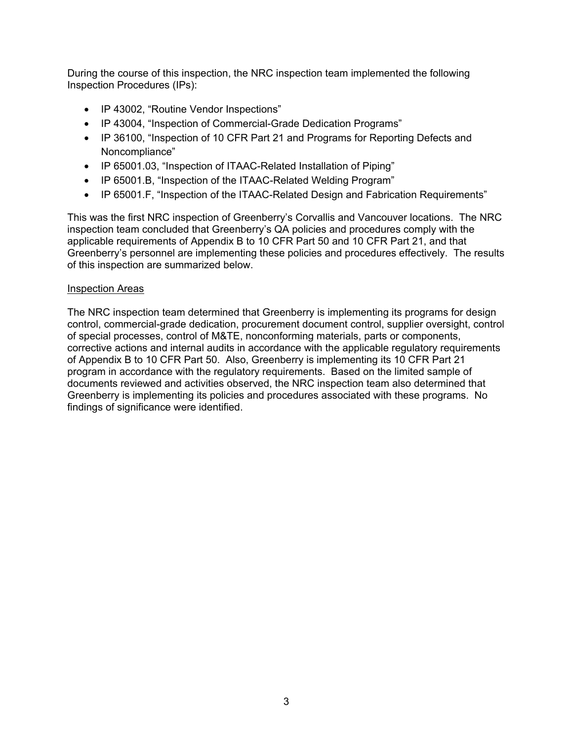During the course of this inspection, the NRC inspection team implemented the following Inspection Procedures (IPs):

- IP 43002, "Routine Vendor Inspections"
- IP 43004, "Inspection of Commercial-Grade Dedication Programs"
- IP 36100, "Inspection of 10 CFR Part 21 and Programs for Reporting Defects and Noncompliance"
- IP 65001.03, "Inspection of ITAAC-Related Installation of Piping"
- IP 65001.B, "Inspection of the ITAAC-Related Welding Program"
- IP 65001.F, "Inspection of the ITAAC-Related Design and Fabrication Requirements"

This was the first NRC inspection of Greenberry's Corvallis and Vancouver locations. The NRC inspection team concluded that Greenberry's QA policies and procedures comply with the applicable requirements of Appendix B to 10 CFR Part 50 and 10 CFR Part 21, and that Greenberry's personnel are implementing these policies and procedures effectively. The results of this inspection are summarized below.

Inspection Areas

The NRC inspection team determined that Greenberry is implementing its programs for design control, commercial-grade dedication, procurement document control, supplier oversight, control of special processes, control of M&TE, nonconforming materials, parts or components, corrective actions and internal audits in accordance with the applicable regulatory requirements of Appendix B to 10 CFR Part 50. Also, Greenberry is implementing its 10 CFR Part 21 program in accordance with the regulatory requirements. Based on the limited sample of documents reviewed and activities observed, the NRC inspection team also determined that Greenberry is implementing its policies and procedures associated with these programs. No findings of significance were identified.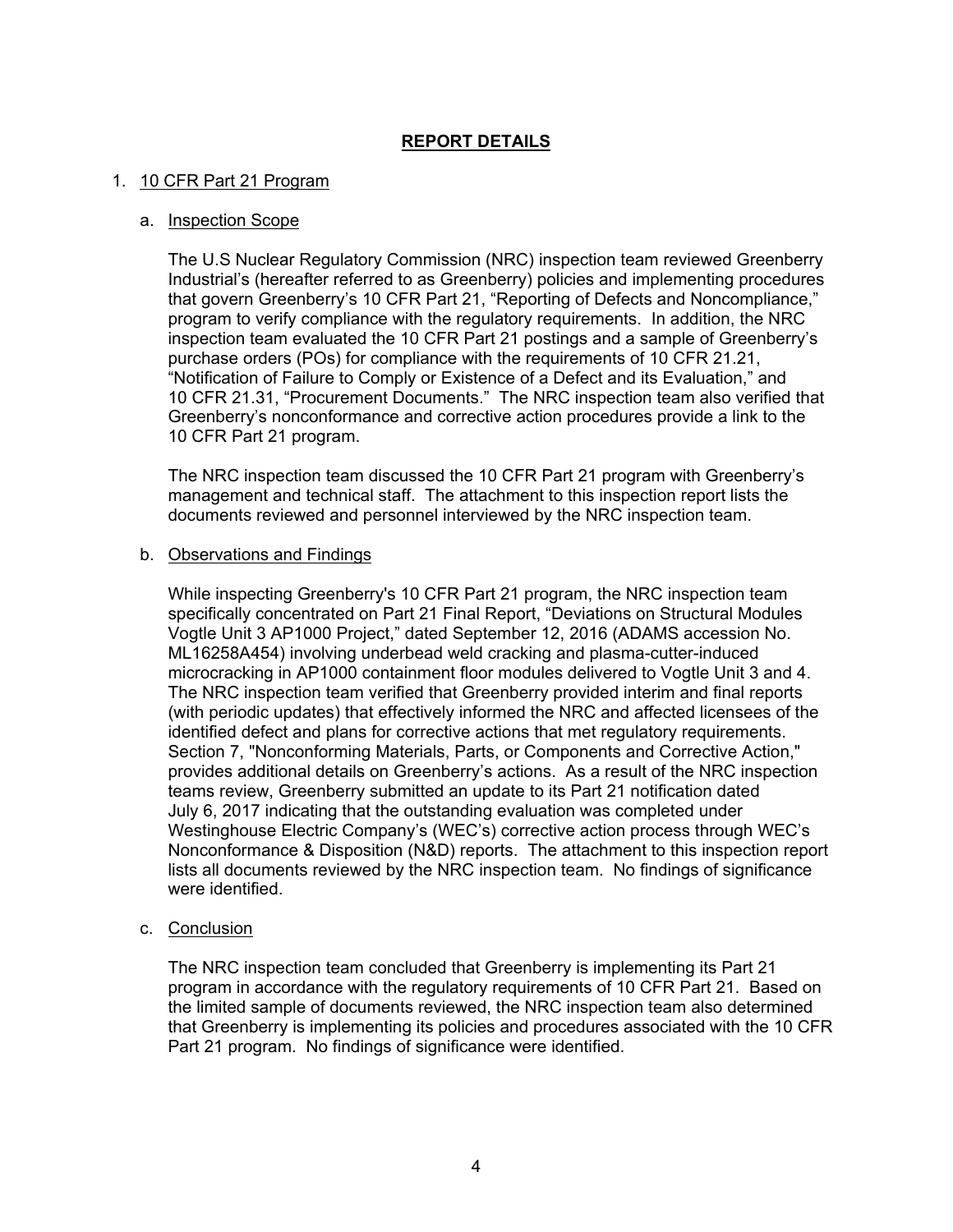## REPORT DETAILS

1. 10 CFR Part 21 Program

   a. Inspection Scope

   The U.S Nuclear Regulatory Commission (NRC) inspection team reviewed Greenberry Industrial's (hereafter referred to as Greenberry) policies and implementing procedures that govern Greenberry's 10 CFR Part 21, "Reporting of Defects and Noncompliance," program to verify compliance with the regulatory requirements. In addition, the NRC inspection team evaluated the 10 CFR Part 21 postings and a sample of Greenberry's purchase orders (POs) for compliance with the requirements of 10 CFR 21.21, "Notification of Failure to Comply or Existence of a Defect and its Evaluation," and 10 CFR 21.31, "Procurement Documents." The NRC inspection team also verified that Greenberry's nonconformance and corrective action procedures provide a link to the 10 CFR Part 21 program.

   The NRC inspection team discussed the 10 CFR Part 21 program with Greenberry's management and technical staff. The attachment to this inspection report lists the documents reviewed and personnel interviewed by the NRC inspection team.

   b. Observations and Findings

   While inspecting Greenberry's 10 CFR Part 21 program, the NRC inspection team specifically concentrated on Part 21 Final Report, "Deviations on Structural Modules Vogtle Unit 3 AP1000 Project," dated September 12, 2016 (ADAMS accession No. ML16258A454) involving underbead weld cracking and plasma-cutter-induced microcracking in AP1000 containment floor modules delivered to Vogtle Unit 3 and 4. The NRC inspection team verified that Greenberry provided interim and final reports (with periodic updates) that effectively informed the NRC and affected licensees of the identified defect and plans for corrective actions that met regulatory requirements. Section 7, "Nonconforming Materials, Parts, or Components and Corrective Action," provides additional details on Greenberry's actions. As a result of the NRC inspection teams review, Greenberry submitted an update to its Part 21 notification dated July 6, 2017 indicating that the outstanding evaluation was completed under Westinghouse Electric Company's (WEC's) corrective action process through WEC's Nonconformance & Disposition (N&D) reports. The attachment to this inspection report lists all documents reviewed by the NRC inspection team. No findings of significance were identified.

   c. Conclusion

   The NRC inspection team concluded that Greenberry is implementing its Part 21 program in accordance with the regulatory requirements of 10 CFR Part 21. Based on the limited sample of documents reviewed, the NRC inspection team also determined that Greenberry is implementing its policies and procedures associated with the 10 CFR Part 21 program. No findings of significance were identified.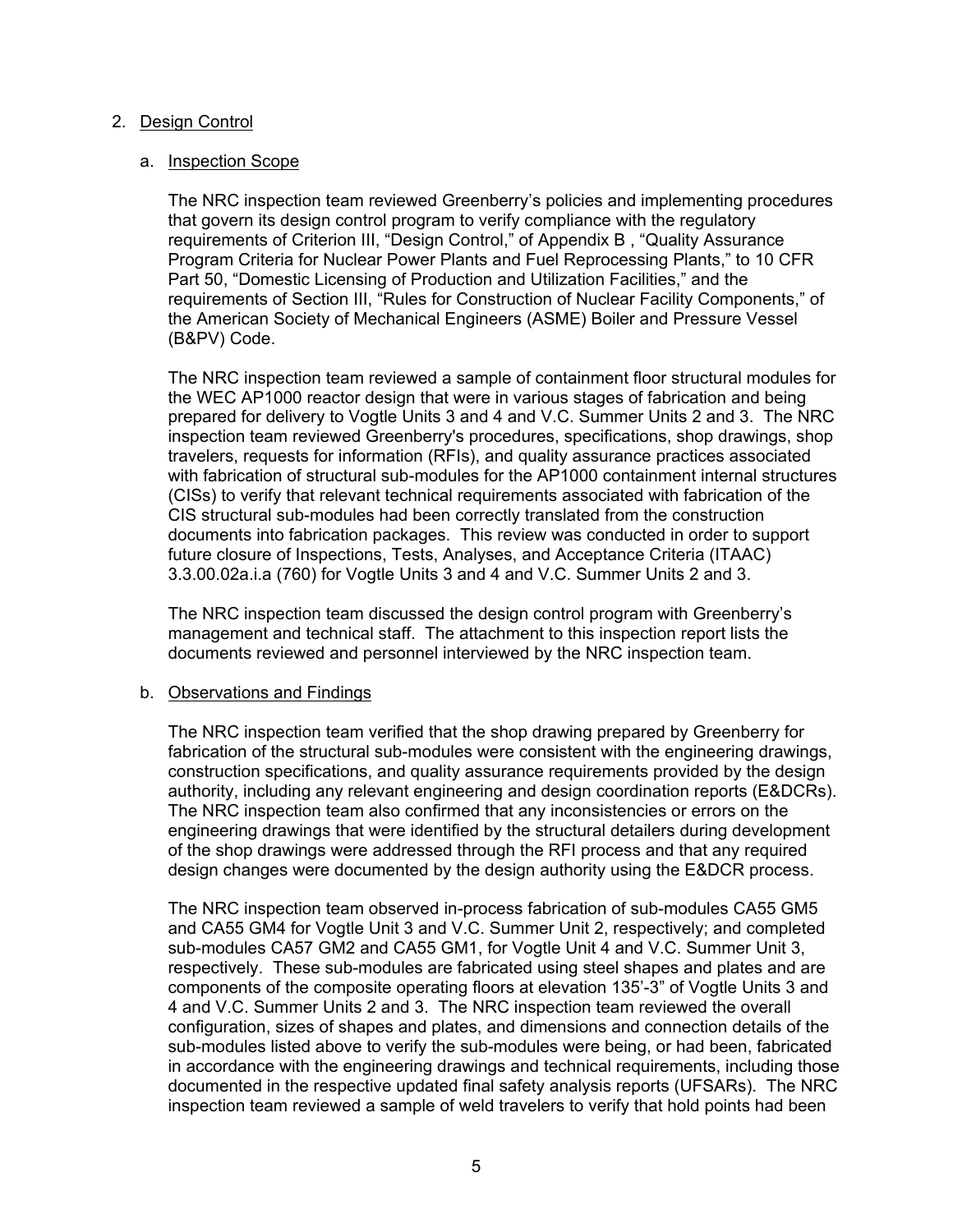2. Design Control

   a. Inspection Scope

   The NRC inspection team reviewed Greenberry's policies and implementing procedures that govern its design control program to verify compliance with the regulatory requirements of Criterion III, "Design Control," of Appendix B , "Quality Assurance Program Criteria for Nuclear Power Plants and Fuel Reprocessing Plants," to 10 CFR Part 50, "Domestic Licensing of Production and Utilization Facilities," and the requirements of Section III, "Rules for Construction of Nuclear Facility Components," of the American Society of Mechanical Engineers (ASME) Boiler and Pressure Vessel (B&PV) Code.

   The NRC inspection team reviewed a sample of containment floor structural modules for the WEC AP1000 reactor design that were in various stages of fabrication and being prepared for delivery to Vogtle Units 3 and 4 and V.C. Summer Units 2 and 3. The NRC inspection team reviewed Greenberry's procedures, specifications, shop drawings, shop travelers, requests for information (RFIs), and quality assurance practices associated with fabrication of structural sub-modules for the AP1000 containment internal structures (CISs) to verify that relevant technical requirements associated with fabrication of the CIS structural sub-modules had been correctly translated from the construction documents into fabrication packages. This review was conducted in order to support future closure of Inspections, Tests, Analyses, and Acceptance Criteria (ITAAC) 3.3.00.02a.i.a (760) for Vogtle Units 3 and 4 and V.C. Summer Units 2 and 3.

   The NRC inspection team discussed the design control program with Greenberry's management and technical staff. The attachment to this inspection report lists the documents reviewed and personnel interviewed by the NRC inspection team.

   b. Observations and Findings

   The NRC inspection team verified that the shop drawing prepared by Greenberry for fabrication of the structural sub-modules were consistent with the engineering drawings, construction specifications, and quality assurance requirements provided by the design authority, including any relevant engineering and design coordination reports (E&DCRs). The NRC inspection team also confirmed that any inconsistencies or errors on the engineering drawings that were identified by the structural detailers during development of the shop drawings were addressed through the RFI process and that any required design changes were documented by the design authority using the E&DCR process.

   The NRC inspection team observed in-process fabrication of sub-modules CA55 GM5 and CA55 GM4 for Vogtle Unit 3 and V.C. Summer Unit 2, respectively; and completed sub-modules CA57 GM2 and CA55 GM1, for Vogtle Unit 4 and V.C. Summer Unit 3, respectively. These sub-modules are fabricated using steel shapes and plates and are components of the composite operating floors at elevation 135'-3" of Vogtle Units 3 and 4 and V.C. Summer Units 2 and 3. The NRC inspection team reviewed the overall configuration, sizes of shapes and plates, and dimensions and connection details of the sub-modules listed above to verify the sub-modules were being, or had been, fabricated in accordance with the engineering drawings and technical requirements, including those documented in the respective updated final safety analysis reports (UFSARs). The NRC inspection team reviewed a sample of weld travelers to verify that hold points had been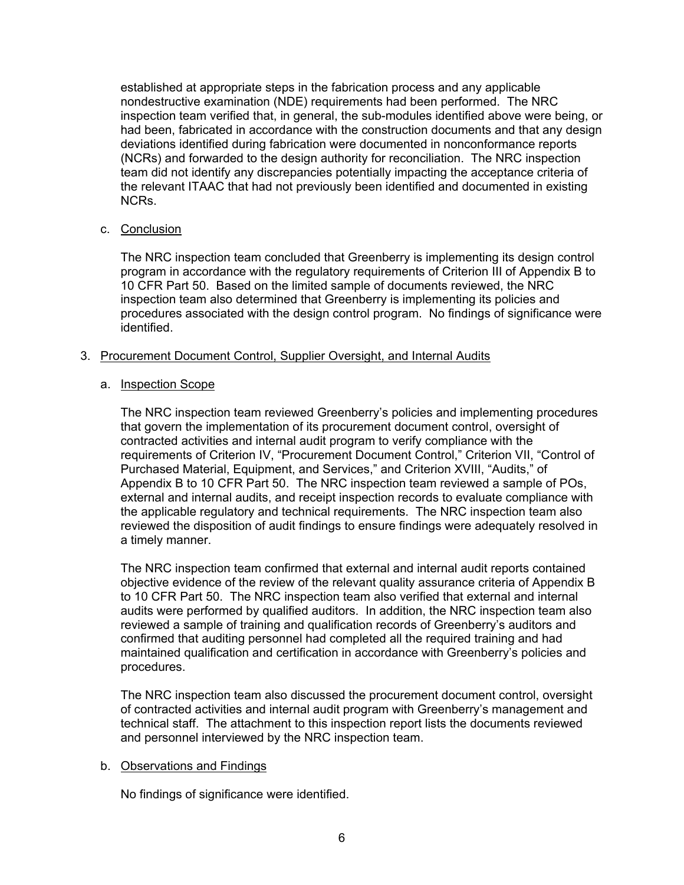established at appropriate steps in the fabrication process and any applicable nondestructive examination (NDE) requirements had been performed. The NRC inspection team verified that, in general, the sub-modules identified above were being, or had been, fabricated in accordance with the construction documents and that any design deviations identified during fabrication were documented in nonconformance reports (NCRs) and forwarded to the design authority for reconciliation. The NRC inspection team did not identify any discrepancies potentially impacting the acceptance criteria of the relevant ITAAC that had not previously been identified and documented in existing NCRs.

c. Conclusion

The NRC inspection team concluded that Greenberry is implementing its design control program in accordance with the regulatory requirements of Criterion III of Appendix B to 10 CFR Part 50. Based on the limited sample of documents reviewed, the NRC inspection team also determined that Greenberry is implementing its policies and procedures associated with the design control program. No findings of significance were identified.

3. Procurement Document Control, Supplier Oversight, and Internal Audits

a. Inspection Scope

The NRC inspection team reviewed Greenberry's policies and implementing procedures that govern the implementation of its procurement document control, oversight of contracted activities and internal audit program to verify compliance with the requirements of Criterion IV, "Procurement Document Control," Criterion VII, "Control of Purchased Material, Equipment, and Services," and Criterion XVIII, "Audits," of Appendix B to 10 CFR Part 50. The NRC inspection team reviewed a sample of POs, external and internal audits, and receipt inspection records to evaluate compliance with the applicable regulatory and technical requirements. The NRC inspection team also reviewed the disposition of audit findings to ensure findings were adequately resolved in a timely manner.

The NRC inspection team confirmed that external and internal audit reports contained objective evidence of the review of the relevant quality assurance criteria of Appendix B to 10 CFR Part 50. The NRC inspection team also verified that external and internal audits were performed by qualified auditors. In addition, the NRC inspection team also reviewed a sample of training and qualification records of Greenberry's auditors and confirmed that auditing personnel had completed all the required training and had maintained qualification and certification in accordance with Greenberry's policies and procedures.

The NRC inspection team also discussed the procurement document control, oversight of contracted activities and internal audit program with Greenberry's management and technical staff. The attachment to this inspection report lists the documents reviewed and personnel interviewed by the NRC inspection team.

b. Observations and Findings

No findings of significance were identified.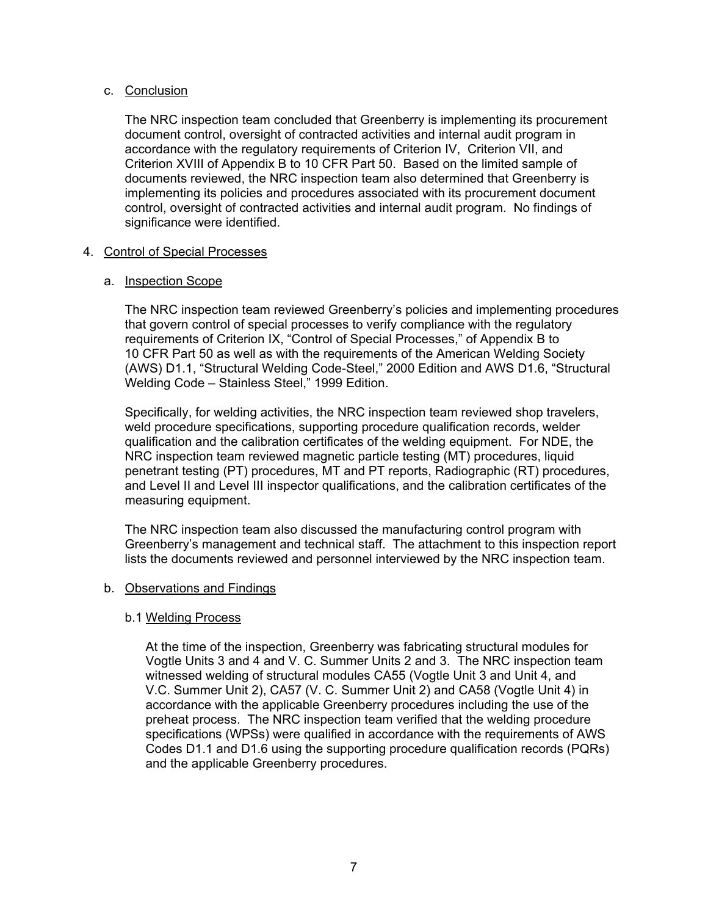c. Conclusion

The NRC inspection team concluded that Greenberry is implementing its procurement document control, oversight of contracted activities and internal audit program in accordance with the regulatory requirements of Criterion IV, Criterion VII, and Criterion XVIII of Appendix B to 10 CFR Part 50. Based on the limited sample of documents reviewed, the NRC inspection team also determined that Greenberry is implementing its policies and procedures associated with its procurement document control, oversight of contracted activities and internal audit program. No findings of significance were identified.

4. Control of Special Processes

a. Inspection Scope

The NRC inspection team reviewed Greenberry's policies and implementing procedures that govern control of special processes to verify compliance with the regulatory requirements of Criterion IX, "Control of Special Processes," of Appendix B to 10 CFR Part 50 as well as with the requirements of the American Welding Society (AWS) D1.1, "Structural Welding Code-Steel," 2000 Edition and AWS D1.6, "Structural Welding Code – Stainless Steel," 1999 Edition.

Specifically, for welding activities, the NRC inspection team reviewed shop travelers, weld procedure specifications, supporting procedure qualification records, welder qualification and the calibration certificates of the welding equipment. For NDE, the NRC inspection team reviewed magnetic particle testing (MT) procedures, liquid penetrant testing (PT) procedures, MT and PT reports, Radiographic (RT) procedures, and Level II and Level III inspector qualifications, and the calibration certificates of the measuring equipment.

The NRC inspection team also discussed the manufacturing control program with Greenberry's management and technical staff. The attachment to this inspection report lists the documents reviewed and personnel interviewed by the NRC inspection team.

b. Observations and Findings

b.1 Welding Process

At the time of the inspection, Greenberry was fabricating structural modules for Vogtle Units 3 and 4 and V. C. Summer Units 2 and 3. The NRC inspection team witnessed welding of structural modules CA55 (Vogtle Unit 3 and Unit 4, and V.C. Summer Unit 2), CA57 (V. C. Summer Unit 2) and CA58 (Vogtle Unit 4) in accordance with the applicable Greenberry procedures including the use of the preheat process. The NRC inspection team verified that the welding procedure specifications (WPSs) were qualified in accordance with the requirements of AWS Codes D1.1 and D1.6 using the supporting procedure qualification records (PQRs) and the applicable Greenberry procedures.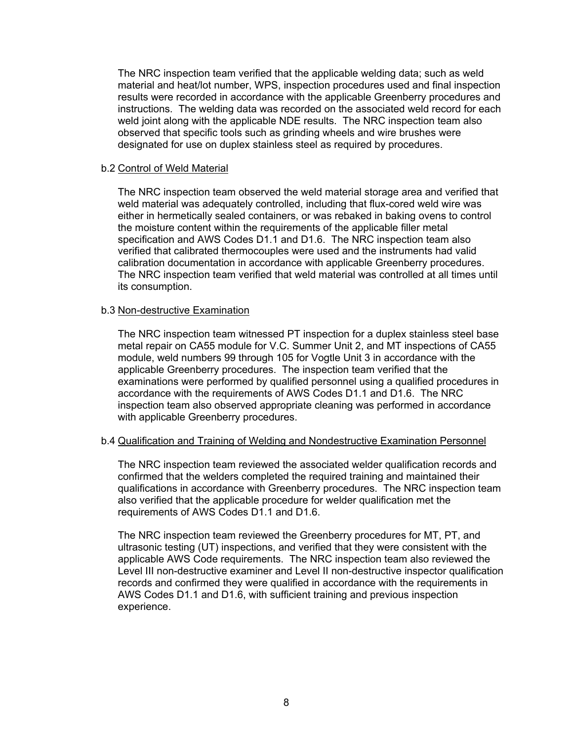The NRC inspection team verified that the applicable welding data; such as weld material and heat/lot number, WPS, inspection procedures used and final inspection results were recorded in accordance with the applicable Greenberry procedures and instructions. The welding data was recorded on the associated weld record for each weld joint along with the applicable NDE results. The NRC inspection team also observed that specific tools such as grinding wheels and wire brushes were designated for use on duplex stainless steel as required by procedures.

b.2 Control of Weld Material

The NRC inspection team observed the weld material storage area and verified that weld material was adequately controlled, including that flux-cored weld wire was either in hermetically sealed containers, or was rebaked in baking ovens to control the moisture content within the requirements of the applicable filler metal specification and AWS Codes D1.1 and D1.6. The NRC inspection team also verified that calibrated thermocouples were used and the instruments had valid calibration documentation in accordance with applicable Greenberry procedures. The NRC inspection team verified that weld material was controlled at all times until its consumption.

b.3 Non-destructive Examination

The NRC inspection team witnessed PT inspection for a duplex stainless steel base metal repair on CA55 module for V.C. Summer Unit 2, and MT inspections of CA55 module, weld numbers 99 through 105 for Vogtle Unit 3 in accordance with the applicable Greenberry procedures. The inspection team verified that the examinations were performed by qualified personnel using a qualified procedures in accordance with the requirements of AWS Codes D1.1 and D1.6. The NRC inspection team also observed appropriate cleaning was performed in accordance with applicable Greenberry procedures.

b.4 Qualification and Training of Welding and Nondestructive Examination Personnel

The NRC inspection team reviewed the associated welder qualification records and confirmed that the welders completed the required training and maintained their qualifications in accordance with Greenberry procedures. The NRC inspection team also verified that the applicable procedure for welder qualification met the requirements of AWS Codes D1.1 and D1.6.

The NRC inspection team reviewed the Greenberry procedures for MT, PT, and ultrasonic testing (UT) inspections, and verified that they were consistent with the applicable AWS Code requirements. The NRC inspection team also reviewed the Level III non-destructive examiner and Level II non-destructive inspector qualification records and confirmed they were qualified in accordance with the requirements in AWS Codes D1.1 and D1.6, with sufficient training and previous inspection experience.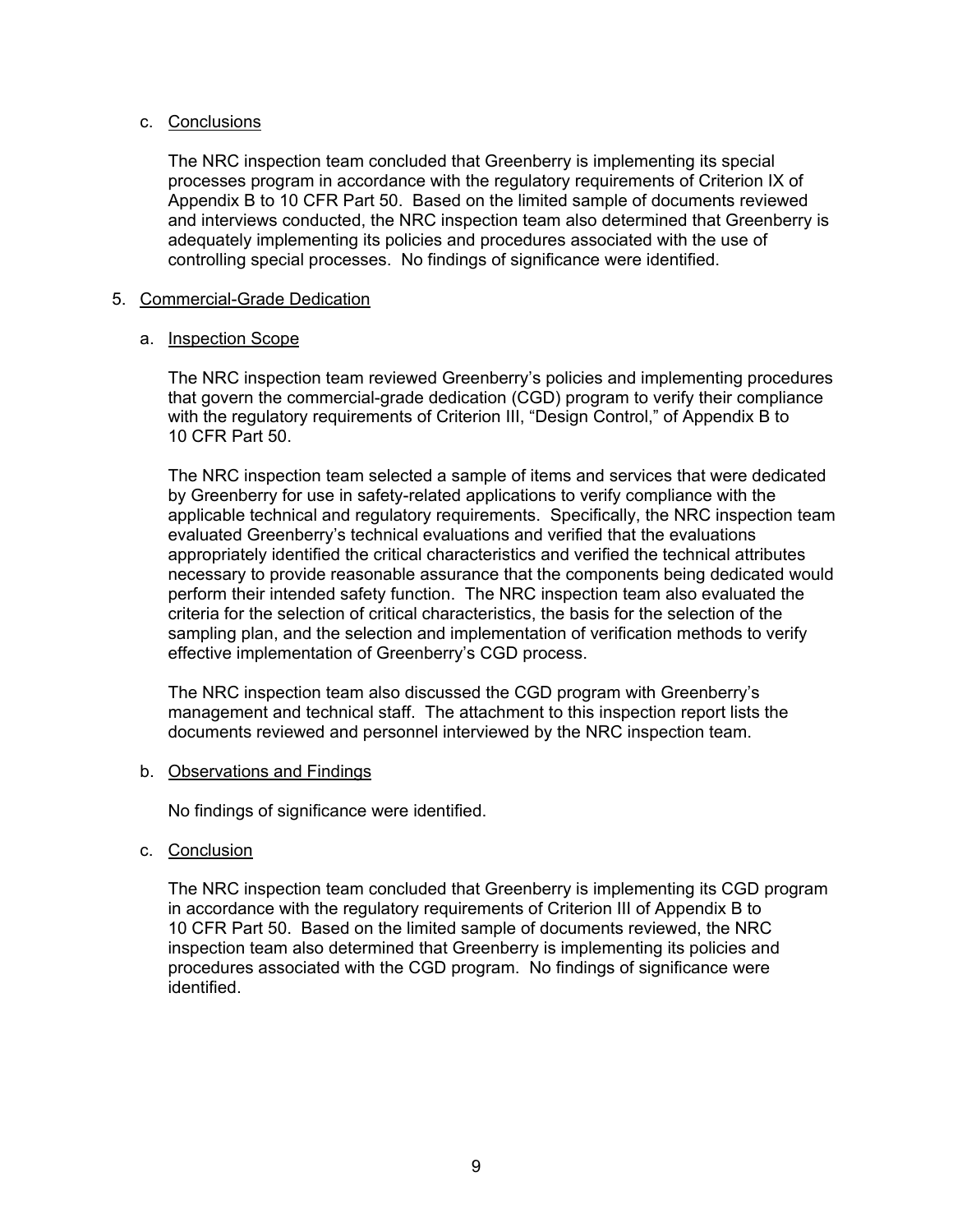c. Conclusions

The NRC inspection team concluded that Greenberry is implementing its special processes program in accordance with the regulatory requirements of Criterion IX of Appendix B to 10 CFR Part 50. Based on the limited sample of documents reviewed and interviews conducted, the NRC inspection team also determined that Greenberry is adequately implementing its policies and procedures associated with the use of controlling special processes. No findings of significance were identified.

5. Commercial-Grade Dedication

a. Inspection Scope

The NRC inspection team reviewed Greenberry's policies and implementing procedures that govern the commercial-grade dedication (CGD) program to verify their compliance with the regulatory requirements of Criterion III, "Design Control," of Appendix B to 10 CFR Part 50.

The NRC inspection team selected a sample of items and services that were dedicated by Greenberry for use in safety-related applications to verify compliance with the applicable technical and regulatory requirements. Specifically, the NRC inspection team evaluated Greenberry's technical evaluations and verified that the evaluations appropriately identified the critical characteristics and verified the technical attributes necessary to provide reasonable assurance that the components being dedicated would perform their intended safety function. The NRC inspection team also evaluated the criteria for the selection of critical characteristics, the basis for the selection of the sampling plan, and the selection and implementation of verification methods to verify effective implementation of Greenberry's CGD process.

The NRC inspection team also discussed the CGD program with Greenberry's management and technical staff. The attachment to this inspection report lists the documents reviewed and personnel interviewed by the NRC inspection team.

b. Observations and Findings

No findings of significance were identified.

c. Conclusion

The NRC inspection team concluded that Greenberry is implementing its CGD program in accordance with the regulatory requirements of Criterion III of Appendix B to 10 CFR Part 50. Based on the limited sample of documents reviewed, the NRC inspection team also determined that Greenberry is implementing its policies and procedures associated with the CGD program. No findings of significance were identified.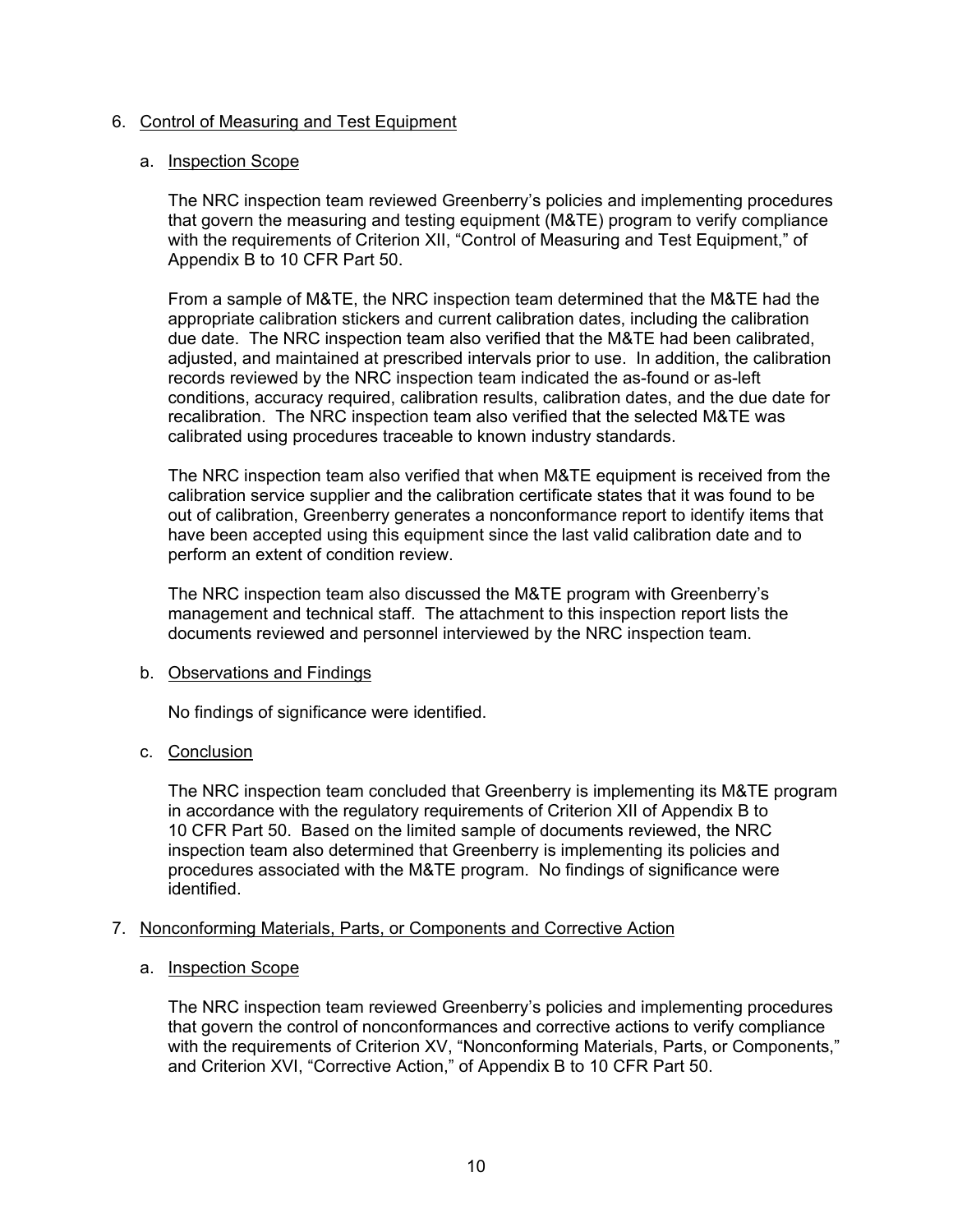6. Control of Measuring and Test Equipment

   a. Inspection Scope

      The NRC inspection team reviewed Greenberry's policies and implementing procedures that govern the measuring and testing equipment (M&TE) program to verify compliance with the requirements of Criterion XII, "Control of Measuring and Test Equipment," of Appendix B to 10 CFR Part 50.

      From a sample of M&TE, the NRC inspection team determined that the M&TE had the appropriate calibration stickers and current calibration dates, including the calibration due date. The NRC inspection team also verified that the M&TE had been calibrated, adjusted, and maintained at prescribed intervals prior to use. In addition, the calibration records reviewed by the NRC inspection team indicated the as-found or as-left conditions, accuracy required, calibration results, calibration dates, and the due date for recalibration. The NRC inspection team also verified that the selected M&TE was calibrated using procedures traceable to known industry standards.

      The NRC inspection team also verified that when M&TE equipment is received from the calibration service supplier and the calibration certificate states that it was found to be out of calibration, Greenberry generates a nonconformance report to identify items that have been accepted using this equipment since the last valid calibration date and to perform an extent of condition review.

      The NRC inspection team also discussed the M&TE program with Greenberry's management and technical staff. The attachment to this inspection report lists the documents reviewed and personnel interviewed by the NRC inspection team.

   b. Observations and Findings

      No findings of significance were identified.

   c. Conclusion

      The NRC inspection team concluded that Greenberry is implementing its M&TE program in accordance with the regulatory requirements of Criterion XII of Appendix B to 10 CFR Part 50. Based on the limited sample of documents reviewed, the NRC inspection team also determined that Greenberry is implementing its policies and procedures associated with the M&TE program. No findings of significance were identified.

7. Nonconforming Materials, Parts, or Components and Corrective Action

   a. Inspection Scope

      The NRC inspection team reviewed Greenberry's policies and implementing procedures that govern the control of nonconformances and corrective actions to verify compliance with the requirements of Criterion XV, "Nonconforming Materials, Parts, or Components," and Criterion XVI, "Corrective Action," of Appendix B to 10 CFR Part 50.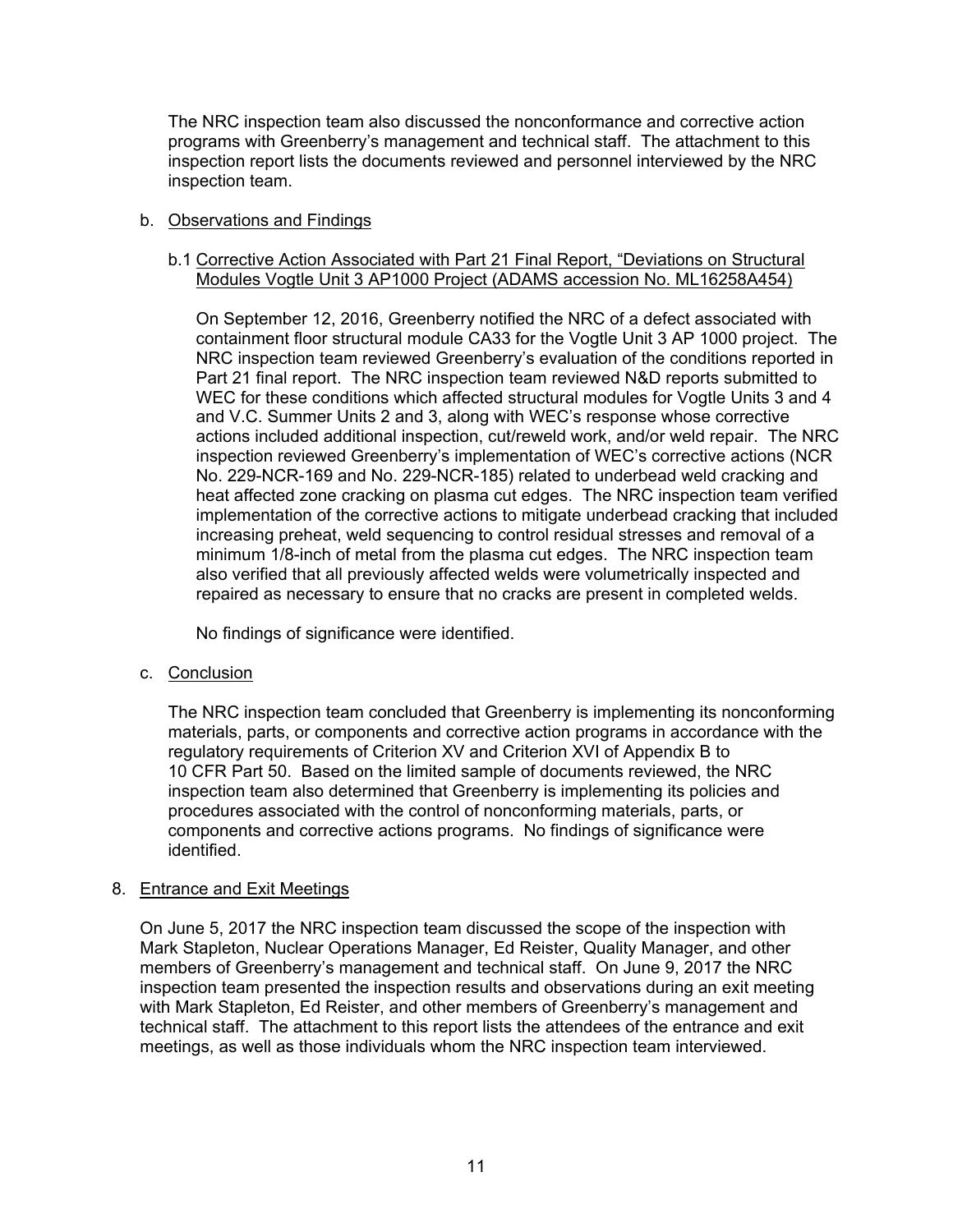The NRC inspection team also discussed the nonconformance and corrective action programs with Greenberry's management and technical staff. The attachment to this inspection report lists the documents reviewed and personnel interviewed by the NRC inspection team.

b. Observations and Findings

b.1 Corrective Action Associated with Part 21 Final Report, "Deviations on Structural Modules Vogtle Unit 3 AP1000 Project (ADAMS accession No. ML16258A454)

On September 12, 2016, Greenberry notified the NRC of a defect associated with containment floor structural module CA33 for the Vogtle Unit 3 AP 1000 project. The NRC inspection team reviewed Greenberry's evaluation of the conditions reported in Part 21 final report. The NRC inspection team reviewed N&D reports submitted to WEC for these conditions which affected structural modules for Vogtle Units 3 and 4 and V.C. Summer Units 2 and 3, along with WEC's response whose corrective actions included additional inspection, cut/reweld work, and/or weld repair. The NRC inspection reviewed Greenberry's implementation of WEC's corrective actions (NCR No. 229-NCR-169 and No. 229-NCR-185) related to underbead weld cracking and heat affected zone cracking on plasma cut edges. The NRC inspection team verified implementation of the corrective actions to mitigate underbead cracking that included increasing preheat, weld sequencing to control residual stresses and removal of a minimum 1/8-inch of metal from the plasma cut edges. The NRC inspection team also verified that all previously affected welds were volumetrically inspected and repaired as necessary to ensure that no cracks are present in completed welds.

No findings of significance were identified.

c. Conclusion

The NRC inspection team concluded that Greenberry is implementing its nonconforming materials, parts, or components and corrective action programs in accordance with the regulatory requirements of Criterion XV and Criterion XVI of Appendix B to 10 CFR Part 50. Based on the limited sample of documents reviewed, the NRC inspection team also determined that Greenberry is implementing its policies and procedures associated with the control of nonconforming materials, parts, or components and corrective actions programs. No findings of significance were identified.

## 8. Entrance and Exit Meetings

On June 5, 2017 the NRC inspection team discussed the scope of the inspection with Mark Stapleton, Nuclear Operations Manager, Ed Reister, Quality Manager, and other members of Greenberry's management and technical staff. On June 9, 2017 the NRC inspection team presented the inspection results and observations during an exit meeting with Mark Stapleton, Ed Reister, and other members of Greenberry's management and technical staff. The attachment to this report lists the attendees of the entrance and exit meetings, as well as those individuals whom the NRC inspection team interviewed.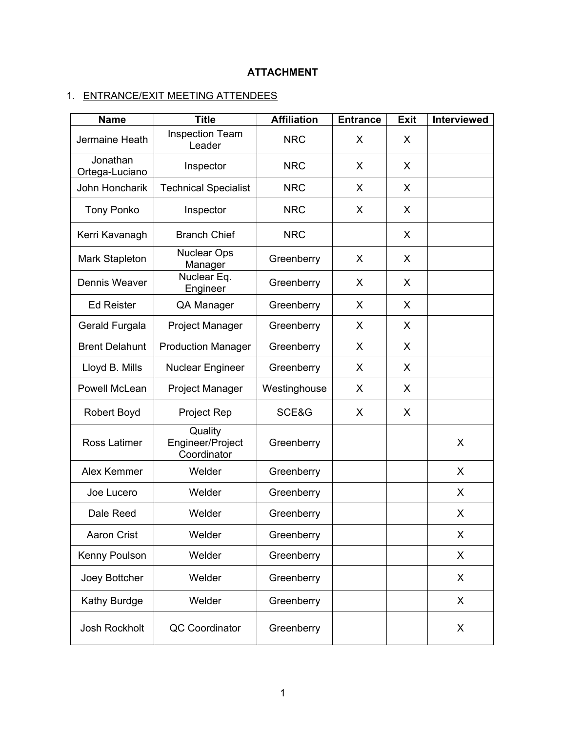**ATTACHMENT**

1. ENTRANCE/EXIT MEETING ATTENDEES

| Name | Title | Affiliation | Entrance | Exit | Interviewed |
|---|---|---|---|---|---|
| Jermaine Heath | Inspection Team Leader | NRC | X | X | |
| Jonathan Ortega-Luciano | Inspector | NRC | X | X | |
| John Honcharik | Technical Specialist | NRC | X | X | |
| Tony Ponko | Inspector | NRC | X | X | |
| Kerri Kavanagh | Branch Chief | NRC | | X | |
| Mark Stapleton | Nuclear Ops Manager | Greenberry | X | X | |
| Dennis Weaver | Nuclear Eq. Engineer | Greenberry | X | X | |
| Ed Reister | QA Manager | Greenberry | X | X | |
| Gerald Furgala | Project Manager | Greenberry | X | X | |
| Brent Delahunt | Production Manager | Greenberry | X | X | |
| Lloyd B. Mills | Nuclear Engineer | Greenberry | X | X | |
| Powell McLean | Project Manager | Westinghouse | X | X | |
| Robert Boyd | Project Rep | SCE&G | X | X | |
| Ross Latimer | Quality Engineer/Project Coordinator | Greenberry | | | X |
| Alex Kemmer | Welder | Greenberry | | | X |
| Joe Lucero | Welder | Greenberry | | | X |
| Dale Reed | Welder | Greenberry | | | X |
| Aaron Crist | Welder | Greenberry | | | X |
| Kenny Poulson | Welder | Greenberry | | | X |
| Joey Bottcher | Welder | Greenberry | | | X |
| Kathy Burdge | Welder | Greenberry | | | X |
| Josh Rockholt | QC Coordinator | Greenberry | | | X |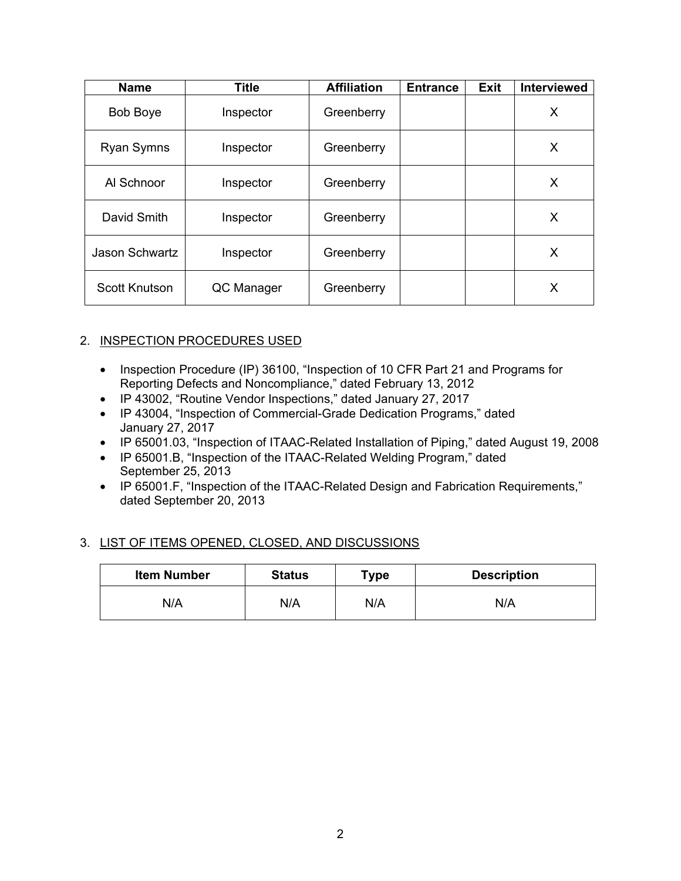| Name | Title | Affiliation | Entrance | Exit | Interviewed |
| --- | --- | --- | --- | --- | --- |
| Bob Boye | Inspector | Greenberry | | | X |
| Ryan Symns | Inspector | Greenberry | | | X |
| Al Schnoor | Inspector | Greenberry | | | X |
| David Smith | Inspector | Greenberry | | | X |
| Jason Schwartz | Inspector | Greenberry | | | X |
| Scott Knutson | QC Manager | Greenberry | | | X |

2. INSPECTION PROCEDURES USED

- Inspection Procedure (IP) 36100, "Inspection of 10 CFR Part 21 and Programs for Reporting Defects and Noncompliance," dated February 13, 2012
- IP 43002, "Routine Vendor Inspections," dated January 27, 2017
- IP 43004, "Inspection of Commercial-Grade Dedication Programs," dated January 27, 2017
- IP 65001.03, "Inspection of ITAAC-Related Installation of Piping," dated August 19, 2008
- IP 65001.B, "Inspection of the ITAAC-Related Welding Program," dated September 25, 2013
- IP 65001.F, "Inspection of the ITAAC-Related Design and Fabrication Requirements," dated September 20, 2013

3. LIST OF ITEMS OPENED, CLOSED, AND DISCUSSIONS

| Item Number | Status | Type | Description |
| --- | --- | --- | --- |
| N/A | N/A | N/A | N/A |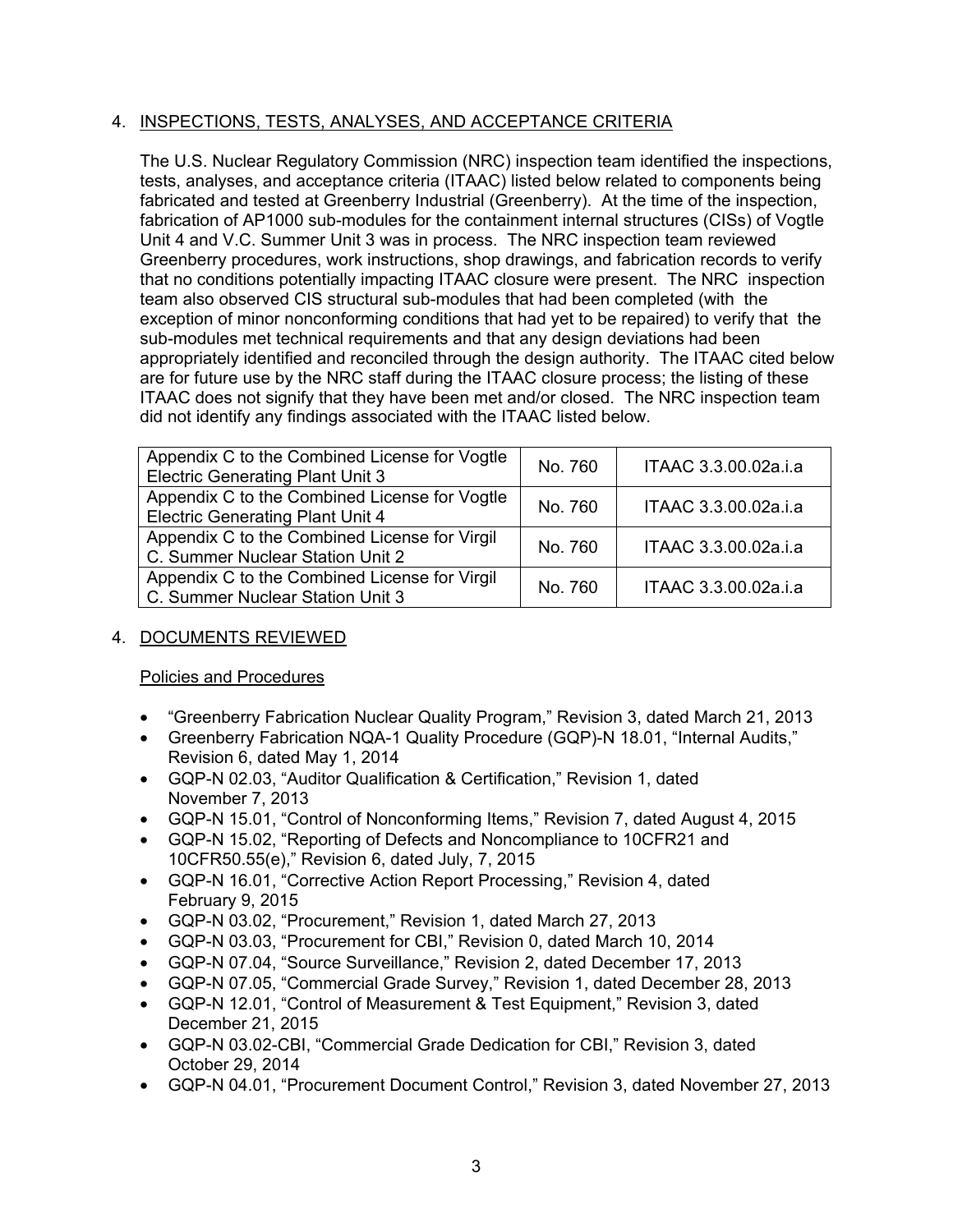## 4. INSPECTIONS, TESTS, ANALYSES, AND ACCEPTANCE CRITERIA

The U.S. Nuclear Regulatory Commission (NRC) inspection team identified the inspections, tests, analyses, and acceptance criteria (ITAAC) listed below related to components being fabricated and tested at Greenberry Industrial (Greenberry). At the time of the inspection, fabrication of AP1000 sub-modules for the containment internal structures (CISs) of Vogtle Unit 4 and V.C. Summer Unit 3 was in process. The NRC inspection team reviewed Greenberry procedures, work instructions, shop drawings, and fabrication records to verify that no conditions potentially impacting ITAAC closure were present. The NRC inspection team also observed CIS structural sub-modules that had been completed (with the exception of minor nonconforming conditions that had yet to be repaired) to verify that the sub-modules met technical requirements and that any design deviations had been appropriately identified and reconciled through the design authority. The ITAAC cited below are for future use by the NRC staff during the ITAAC closure process; the listing of these ITAAC does not signify that they have been met and/or closed. The NRC inspection team did not identify any findings associated with the ITAAC listed below.

| | | |
|---|---|---|
| Appendix C to the Combined License for Vogtle Electric Generating Plant Unit 3 | No. 760 | ITAAC 3.3.00.02a.i.a |
| Appendix C to the Combined License for Vogtle Electric Generating Plant Unit 4 | No. 760 | ITAAC 3.3.00.02a.i.a |
| Appendix C to the Combined License for Virgil C. Summer Nuclear Station Unit 2 | No. 760 | ITAAC 3.3.00.02a.i.a |
| Appendix C to the Combined License for Virgil C. Summer Nuclear Station Unit 3 | No. 760 | ITAAC 3.3.00.02a.i.a |

## 4. DOCUMENTS REVIEWED

### Policies and Procedures

- "Greenberry Fabrication Nuclear Quality Program," Revision 3, dated March 21, 2013
- Greenberry Fabrication NQA-1 Quality Procedure (GQP)-N 18.01, "Internal Audits," Revision 6, dated May 1, 2014
- GQP-N 02.03, "Auditor Qualification & Certification," Revision 1, dated November 7, 2013
- GQP-N 15.01, "Control of Nonconforming Items," Revision 7, dated August 4, 2015
- GQP-N 15.02, "Reporting of Defects and Noncompliance to 10CFR21 and 10CFR50.55(e)," Revision 6, dated July, 7, 2015
- GQP-N 16.01, "Corrective Action Report Processing," Revision 4, dated February 9, 2015
- GQP-N 03.02, "Procurement," Revision 1, dated March 27, 2013
- GQP-N 03.03, "Procurement for CBI," Revision 0, dated March 10, 2014
- GQP-N 07.04, "Source Surveillance," Revision 2, dated December 17, 2013
- GQP-N 07.05, "Commercial Grade Survey," Revision 1, dated December 28, 2013
- GQP-N 12.01, "Control of Measurement & Test Equipment," Revision 3, dated December 21, 2015
- GQP-N 03.02-CBI, "Commercial Grade Dedication for CBI," Revision 3, dated October 29, 2014
- GQP-N 04.01, "Procurement Document Control," Revision 3, dated November 27, 2013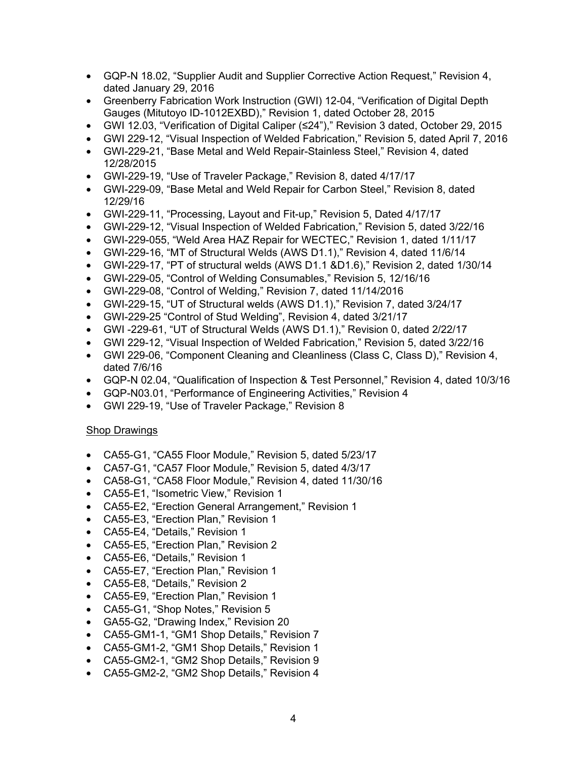- GQP-N 18.02, "Supplier Audit and Supplier Corrective Action Request," Revision 4, dated January 29, 2016
- Greenberry Fabrication Work Instruction (GWI) 12-04, "Verification of Digital Depth Gauges (Mitutoyo ID-1012EXBD)," Revision 1, dated October 28, 2015
- GWI 12.03, "Verification of Digital Caliper (≤24")," Revision 3 dated, October 29, 2015
- GWI 229-12, "Visual Inspection of Welded Fabrication," Revision 5, dated April 7, 2016
- GWI-229-21, "Base Metal and Weld Repair-Stainless Steel," Revision 4, dated 12/28/2015
- GWI-229-19, "Use of Traveler Package," Revision 8, dated 4/17/17
- GWI-229-09, "Base Metal and Weld Repair for Carbon Steel," Revision 8, dated 12/29/16
- GWI-229-11, "Processing, Layout and Fit-up," Revision 5, Dated 4/17/17
- GWI-229-12, "Visual Inspection of Welded Fabrication," Revision 5, dated 3/22/16
- GWI-229-055, "Weld Area HAZ Repair for WECTEC," Revision 1, dated 1/11/17
- GWI-229-16, "MT of Structural Welds (AWS D1.1)," Revision 4, dated 11/6/14
- GWI-229-17, "PT of structural welds (AWS D1.1 &D1.6)," Revision 2, dated 1/30/14
- GWI-229-05, "Control of Welding Consumables," Revision 5, 12/16/16
- GWI-229-08, "Control of Welding," Revision 7, dated 11/14/2016
- GWI-229-15, "UT of Structural welds (AWS D1.1)," Revision 7, dated 3/24/17
- GWI-229-25 "Control of Stud Welding", Revision 4, dated 3/21/17
- GWI -229-61, "UT of Structural Welds (AWS D1.1)," Revision 0, dated 2/22/17
- GWI 229-12, "Visual Inspection of Welded Fabrication," Revision 5, dated 3/22/16
- GWI 229-06, "Component Cleaning and Cleanliness (Class C, Class D)," Revision 4, dated 7/6/16
- GQP-N 02.04, "Qualification of Inspection & Test Personnel," Revision 4, dated 10/3/16
- GQP-N03.01, "Performance of Engineering Activities," Revision 4
- GWI 229-19, "Use of Traveler Package," Revision 8

Shop Drawings

- CA55-G1, "CA55 Floor Module," Revision 5, dated 5/23/17
- CA57-G1, "CA57 Floor Module," Revision 5, dated 4/3/17
- CA58-G1, "CA58 Floor Module," Revision 4, dated 11/30/16
- CA55-E1, "Isometric View," Revision 1
- CA55-E2, "Erection General Arrangement," Revision 1
- CA55-E3, "Erection Plan," Revision 1
- CA55-E4, "Details," Revision 1
- CA55-E5, "Erection Plan," Revision 2
- CA55-E6, "Details," Revision 1
- CA55-E7, "Erection Plan," Revision 1
- CA55-E8, "Details," Revision 2
- CA55-E9, "Erection Plan," Revision 1
- CA55-G1, "Shop Notes," Revision 5
- GA55-G2, "Drawing Index," Revision 20
- CA55-GM1-1, "GM1 Shop Details," Revision 7
- CA55-GM1-2, "GM1 Shop Details," Revision 1
- CA55-GM2-1, "GM2 Shop Details," Revision 9
- CA55-GM2-2, "GM2 Shop Details," Revision 4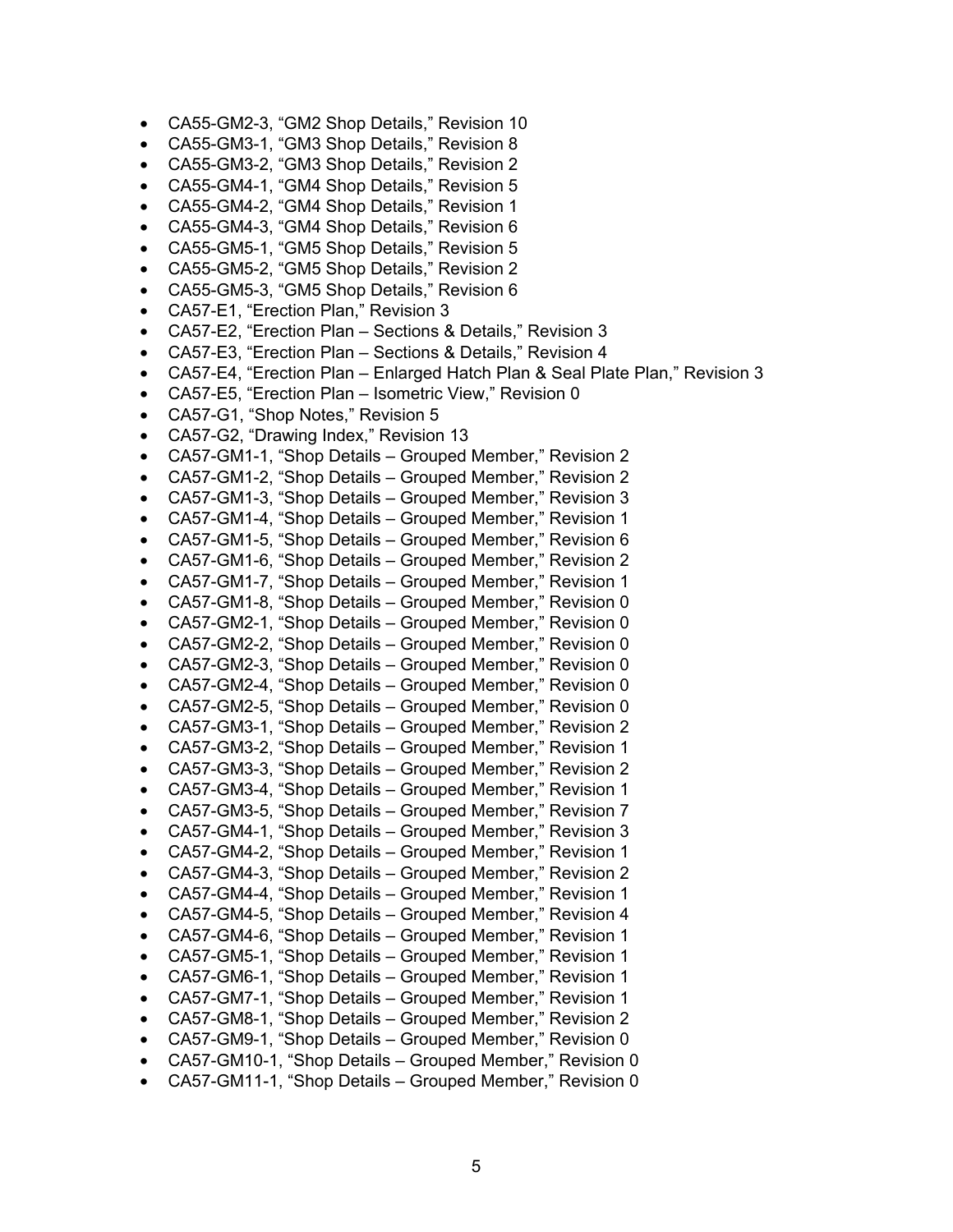- CA55-GM2-3, “GM2 Shop Details,” Revision 10
- CA55-GM3-1, “GM3 Shop Details,” Revision 8
- CA55-GM3-2, “GM3 Shop Details,” Revision 2
- CA55-GM4-1, “GM4 Shop Details,” Revision 5
- CA55-GM4-2, “GM4 Shop Details,” Revision 1
- CA55-GM4-3, “GM4 Shop Details,” Revision 6
- CA55-GM5-1, “GM5 Shop Details,” Revision 5
- CA55-GM5-2, “GM5 Shop Details,” Revision 2
- CA55-GM5-3, “GM5 Shop Details,” Revision 6
- CA57-E1, “Erection Plan,” Revision 3
- CA57-E2, “Erection Plan – Sections & Details,” Revision 3
- CA57-E3, “Erection Plan – Sections & Details,” Revision 4
- CA57-E4, “Erection Plan – Enlarged Hatch Plan & Seal Plate Plan,” Revision 3
- CA57-E5, “Erection Plan – Isometric View,” Revision 0
- CA57-G1, “Shop Notes,” Revision 5
- CA57-G2, “Drawing Index,” Revision 13
- CA57-GM1-1, “Shop Details – Grouped Member,” Revision 2
- CA57-GM1-2, “Shop Details – Grouped Member,” Revision 2
- CA57-GM1-3, “Shop Details – Grouped Member,” Revision 3
- CA57-GM1-4, “Shop Details – Grouped Member,” Revision 1
- CA57-GM1-5, “Shop Details – Grouped Member,” Revision 6
- CA57-GM1-6, “Shop Details – Grouped Member,” Revision 2
- CA57-GM1-7, “Shop Details – Grouped Member,” Revision 1
- CA57-GM1-8, “Shop Details – Grouped Member,” Revision 0
- CA57-GM2-1, “Shop Details – Grouped Member,” Revision 0
- CA57-GM2-2, “Shop Details – Grouped Member,” Revision 0
- CA57-GM2-3, “Shop Details – Grouped Member,” Revision 0
- CA57-GM2-4, “Shop Details – Grouped Member,” Revision 0
- CA57-GM2-5, “Shop Details – Grouped Member,” Revision 0
- CA57-GM3-1, “Shop Details – Grouped Member,” Revision 2
- CA57-GM3-2, “Shop Details – Grouped Member,” Revision 1
- CA57-GM3-3, “Shop Details – Grouped Member,” Revision 2
- CA57-GM3-4, “Shop Details – Grouped Member,” Revision 1
- CA57-GM3-5, “Shop Details – Grouped Member,” Revision 7
- CA57-GM4-1, “Shop Details – Grouped Member,” Revision 3
- CA57-GM4-2, “Shop Details – Grouped Member,” Revision 1
- CA57-GM4-3, “Shop Details – Grouped Member,” Revision 2
- CA57-GM4-4, “Shop Details – Grouped Member,” Revision 1
- CA57-GM4-5, “Shop Details – Grouped Member,” Revision 4
- CA57-GM4-6, “Shop Details – Grouped Member,” Revision 1
- CA57-GM5-1, “Shop Details – Grouped Member,” Revision 1
- CA57-GM6-1, “Shop Details – Grouped Member,” Revision 1
- CA57-GM7-1, “Shop Details – Grouped Member,” Revision 1
- CA57-GM8-1, “Shop Details – Grouped Member,” Revision 2
- CA57-GM9-1, “Shop Details – Grouped Member,” Revision 0
- CA57-GM10-1, “Shop Details – Grouped Member,” Revision 0
- CA57-GM11-1, “Shop Details – Grouped Member,” Revision 0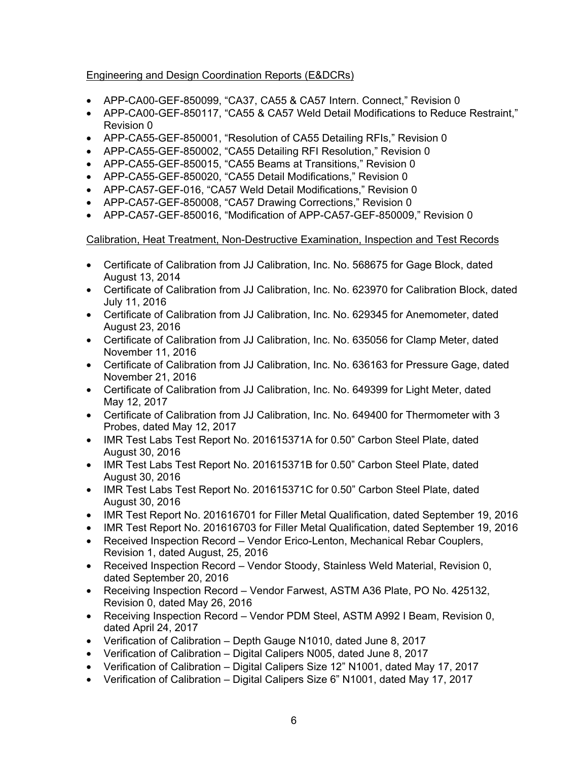Engineering and Design Coordination Reports (E&DCRs)

- APP-CA00-GEF-850099, “CA37, CA55 & CA57 Intern. Connect,” Revision 0
- APP-CA00-GEF-850117, “CA55 & CA57 Weld Detail Modifications to Reduce Restraint,” Revision 0
- APP-CA55-GEF-850001, “Resolution of CA55 Detailing RFIs,” Revision 0
- APP-CA55-GEF-850002, “CA55 Detailing RFI Resolution,” Revision 0
- APP-CA55-GEF-850015, “CA55 Beams at Transitions,” Revision 0
- APP-CA55-GEF-850020, “CA55 Detail Modifications,” Revision 0
- APP-CA57-GEF-016, “CA57 Weld Detail Modifications,” Revision 0
- APP-CA57-GEF-850008, “CA57 Drawing Corrections,” Revision 0
- APP-CA57-GEF-850016, “Modification of APP-CA57-GEF-850009,” Revision 0

Calibration, Heat Treatment, Non-Destructive Examination, Inspection and Test Records

- Certificate of Calibration from JJ Calibration, Inc. No. 568675 for Gage Block, dated August 13, 2014
- Certificate of Calibration from JJ Calibration, Inc. No. 623970 for Calibration Block, dated July 11, 2016
- Certificate of Calibration from JJ Calibration, Inc. No. 629345 for Anemometer, dated August 23, 2016
- Certificate of Calibration from JJ Calibration, Inc. No. 635056 for Clamp Meter, dated November 11, 2016
- Certificate of Calibration from JJ Calibration, Inc. No. 636163 for Pressure Gage, dated November 21, 2016
- Certificate of Calibration from JJ Calibration, Inc. No. 649399 for Light Meter, dated May 12, 2017
- Certificate of Calibration from JJ Calibration, Inc. No. 649400 for Thermometer with 3 Probes, dated May 12, 2017
- IMR Test Labs Test Report No. 201615371A for 0.50” Carbon Steel Plate, dated August 30, 2016
- IMR Test Labs Test Report No. 201615371B for 0.50” Carbon Steel Plate, dated August 30, 2016
- IMR Test Labs Test Report No. 201615371C for 0.50” Carbon Steel Plate, dated August 30, 2016
- IMR Test Report No. 201616701 for Filler Metal Qualification, dated September 19, 2016
- IMR Test Report No. 201616703 for Filler Metal Qualification, dated September 19, 2016
- Received Inspection Record – Vendor Erico-Lenton, Mechanical Rebar Couplers, Revision 1, dated August, 25, 2016
- Received Inspection Record – Vendor Stoody, Stainless Weld Material, Revision 0, dated September 20, 2016
- Receiving Inspection Record – Vendor Farwest, ASTM A36 Plate, PO No. 425132, Revision 0, dated May 26, 2016
- Receiving Inspection Record – Vendor PDM Steel, ASTM A992 I Beam, Revision 0, dated April 24, 2017
- Verification of Calibration – Depth Gauge N1010, dated June 8, 2017
- Verification of Calibration – Digital Calipers N005, dated June 8, 2017
- Verification of Calibration – Digital Calipers Size 12” N1001, dated May 17, 2017
- Verification of Calibration – Digital Calipers Size 6” N1001, dated May 17, 2017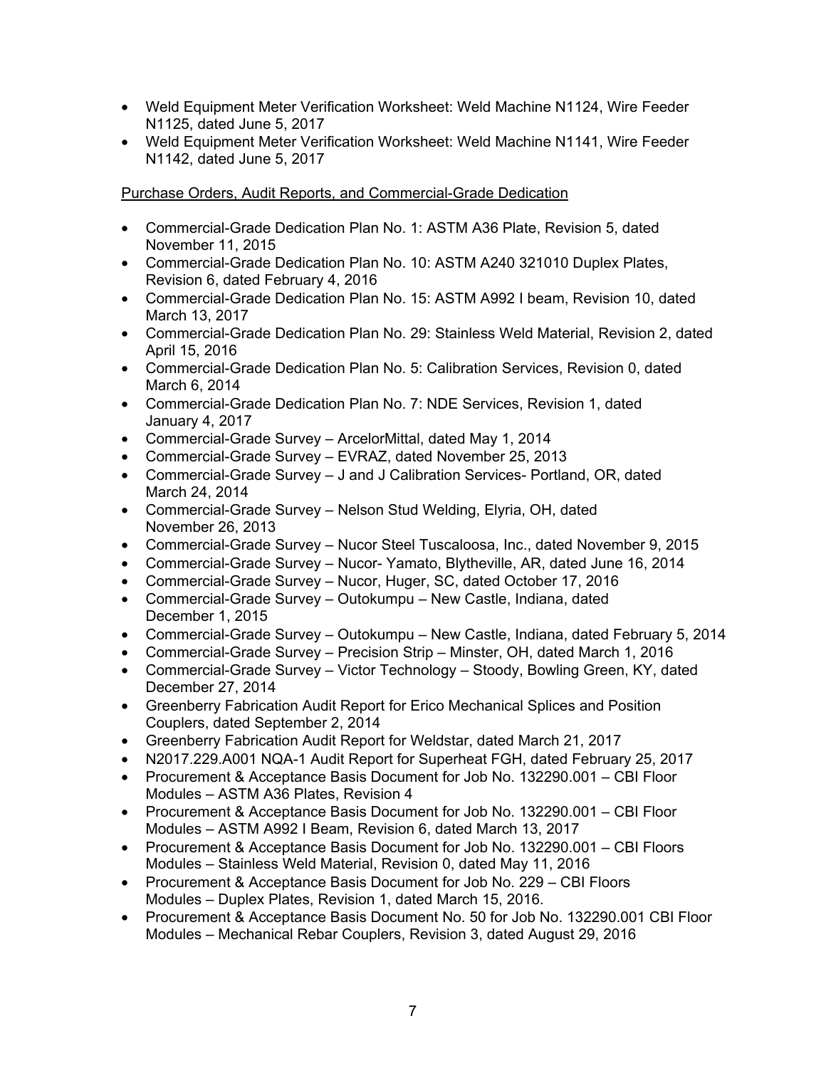- Weld Equipment Meter Verification Worksheet: Weld Machine N1124, Wire Feeder N1125, dated June 5, 2017
- Weld Equipment Meter Verification Worksheet: Weld Machine N1141, Wire Feeder N1142, dated June 5, 2017

Purchase Orders, Audit Reports, and Commercial-Grade Dedication

- Commercial-Grade Dedication Plan No. 1: ASTM A36 Plate, Revision 5, dated November 11, 2015
- Commercial-Grade Dedication Plan No. 10: ASTM A240 321010 Duplex Plates, Revision 6, dated February 4, 2016
- Commercial-Grade Dedication Plan No. 15: ASTM A992 I beam, Revision 10, dated March 13, 2017
- Commercial-Grade Dedication Plan No. 29: Stainless Weld Material, Revision 2, dated April 15, 2016
- Commercial-Grade Dedication Plan No. 5: Calibration Services, Revision 0, dated March 6, 2014
- Commercial-Grade Dedication Plan No. 7: NDE Services, Revision 1, dated January 4, 2017
- Commercial-Grade Survey – ArcelorMittal, dated May 1, 2014
- Commercial-Grade Survey – EVRAZ, dated November 25, 2013
- Commercial-Grade Survey – J and J Calibration Services- Portland, OR, dated March 24, 2014
- Commercial-Grade Survey – Nelson Stud Welding, Elyria, OH, dated November 26, 2013
- Commercial-Grade Survey – Nucor Steel Tuscaloosa, Inc., dated November 9, 2015
- Commercial-Grade Survey – Nucor- Yamato, Blytheville, AR, dated June 16, 2014
- Commercial-Grade Survey – Nucor, Huger, SC, dated October 17, 2016
- Commercial-Grade Survey – Outokumpu – New Castle, Indiana, dated December 1, 2015
- Commercial-Grade Survey – Outokumpu – New Castle, Indiana, dated February 5, 2014
- Commercial-Grade Survey – Precision Strip – Minster, OH, dated March 1, 2016
- Commercial-Grade Survey – Victor Technology – Stoody, Bowling Green, KY, dated December 27, 2014
- Greenberry Fabrication Audit Report for Erico Mechanical Splices and Position Couplers, dated September 2, 2014
- Greenberry Fabrication Audit Report for Weldstar, dated March 21, 2017
- N2017.229.A001 NQA-1 Audit Report for Superheat FGH, dated February 25, 2017
- Procurement & Acceptance Basis Document for Job No. 132290.001 – CBI Floor Modules – ASTM A36 Plates, Revision 4
- Procurement & Acceptance Basis Document for Job No. 132290.001 – CBI Floor Modules – ASTM A992 I Beam, Revision 6, dated March 13, 2017
- Procurement & Acceptance Basis Document for Job No. 132290.001 – CBI Floors Modules – Stainless Weld Material, Revision 0, dated May 11, 2016
- Procurement & Acceptance Basis Document for Job No. 229 – CBI Floors Modules – Duplex Plates, Revision 1, dated March 15, 2016.
- Procurement & Acceptance Basis Document No. 50 for Job No. 132290.001 CBI Floor Modules – Mechanical Rebar Couplers, Revision 3, dated August 29, 2016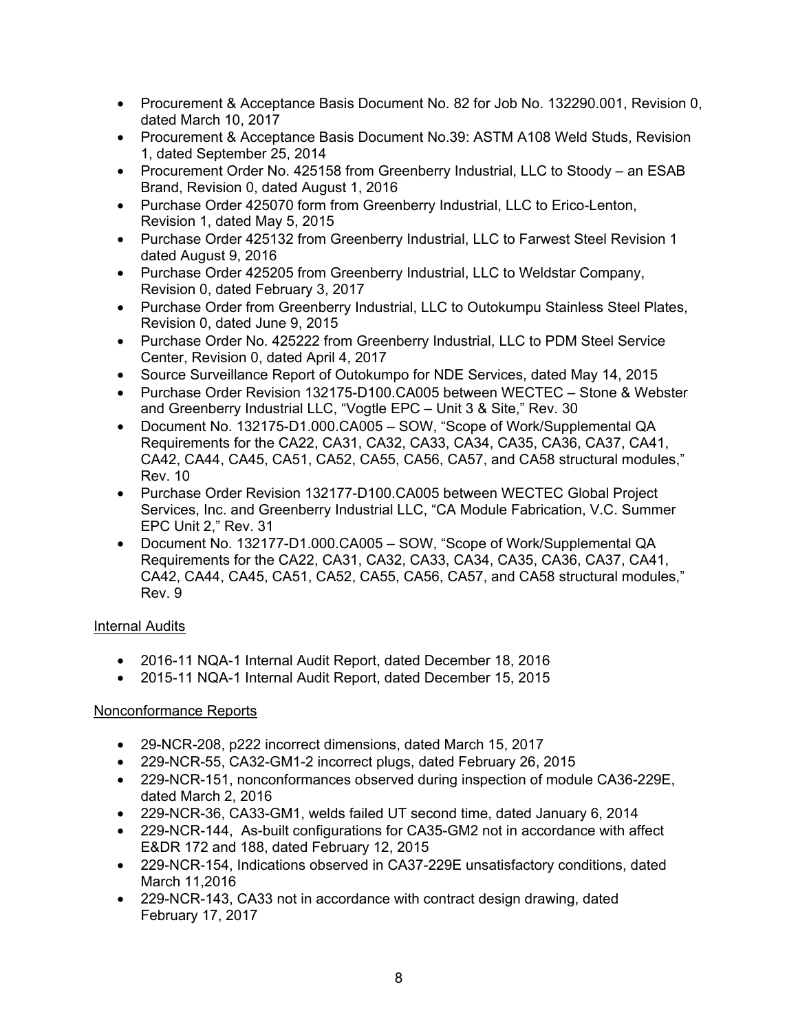- Procurement & Acceptance Basis Document No. 82 for Job No. 132290.001, Revision 0, dated March 10, 2017
- Procurement & Acceptance Basis Document No.39: ASTM A108 Weld Studs, Revision 1, dated September 25, 2014
- Procurement Order No. 425158 from Greenberry Industrial, LLC to Stoody – an ESAB Brand, Revision 0, dated August 1, 2016
- Purchase Order 425070 form from Greenberry Industrial, LLC to Erico-Lenton, Revision 1, dated May 5, 2015
- Purchase Order 425132 from Greenberry Industrial, LLC to Farwest Steel Revision 1 dated August 9, 2016
- Purchase Order 425205 from Greenberry Industrial, LLC to Weldstar Company, Revision 0, dated February 3, 2017
- Purchase Order from Greenberry Industrial, LLC to Outokumpu Stainless Steel Plates, Revision 0, dated June 9, 2015
- Purchase Order No. 425222 from Greenberry Industrial, LLC to PDM Steel Service Center, Revision 0, dated April 4, 2017
- Source Surveillance Report of Outokumpo for NDE Services, dated May 14, 2015
- Purchase Order Revision 132175-D100.CA005 between WECTEC – Stone & Webster and Greenberry Industrial LLC, "Vogtle EPC – Unit 3 & Site," Rev. 30
- Document No. 132175-D1.000.CA005 – SOW, "Scope of Work/Supplemental QA Requirements for the CA22, CA31, CA32, CA33, CA34, CA35, CA36, CA37, CA41, CA42, CA44, CA45, CA51, CA52, CA55, CA56, CA57, and CA58 structural modules," Rev. 10
- Purchase Order Revision 132177-D100.CA005 between WECTEC Global Project Services, Inc. and Greenberry Industrial LLC, "CA Module Fabrication, V.C. Summer EPC Unit 2," Rev. 31
- Document No. 132177-D1.000.CA005 – SOW, "Scope of Work/Supplemental QA Requirements for the CA22, CA31, CA32, CA33, CA34, CA35, CA36, CA37, CA41, CA42, CA44, CA45, CA51, CA52, CA55, CA56, CA57, and CA58 structural modules," Rev. 9

Internal Audits

- 2016-11 NQA-1 Internal Audit Report, dated December 18, 2016
- 2015-11 NQA-1 Internal Audit Report, dated December 15, 2015

Nonconformance Reports

- 29-NCR-208, p222 incorrect dimensions, dated March 15, 2017
- 229-NCR-55, CA32-GM1-2 incorrect plugs, dated February 26, 2015
- 229-NCR-151, nonconformances observed during inspection of module CA36-229E, dated March 2, 2016
- 229-NCR-36, CA33-GM1, welds failed UT second time, dated January 6, 2014
- 229-NCR-144, As-built configurations for CA35-GM2 not in accordance with affect E&DR 172 and 188, dated February 12, 2015
- 229-NCR-154, Indications observed in CA37-229E unsatisfactory conditions, dated March 11,2016
- 229-NCR-143, CA33 not in accordance with contract design drawing, dated February 17, 2017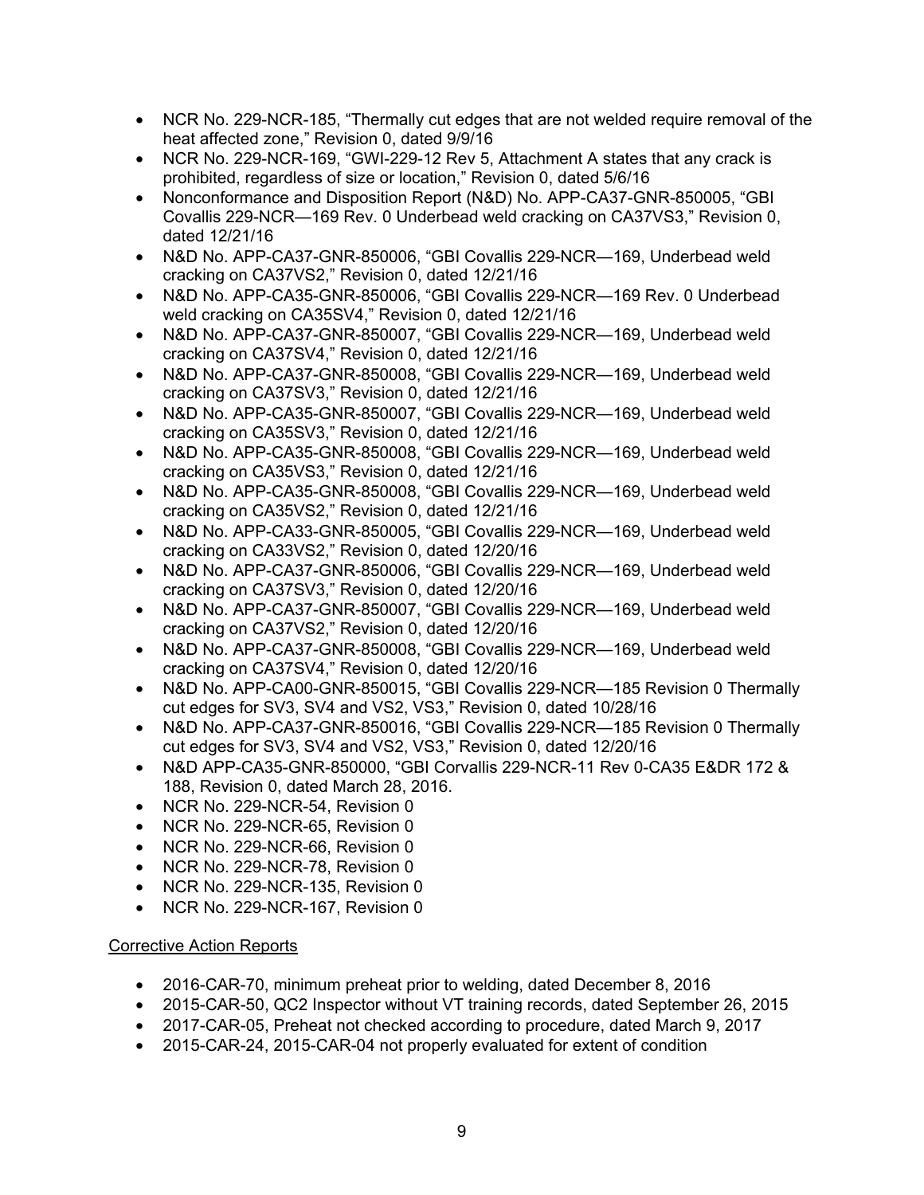- NCR No. 229-NCR-185, “Thermally cut edges that are not welded require removal of the heat affected zone,” Revision 0, dated 9/9/16
- NCR No. 229-NCR-169, “GWI-229-12 Rev 5, Attachment A states that any crack is prohibited, regardless of size or location,” Revision 0, dated 5/6/16
- Nonconformance and Disposition Report (N&D) No. APP-CA37-GNR-850005, “GBI Covallis 229-NCR—169 Rev. 0 Underbead weld cracking on CA37VS3,” Revision 0, dated 12/21/16
- N&D No. APP-CA37-GNR-850006, “GBI Covallis 229-NCR—169, Underbead weld cracking on CA37VS2,” Revision 0, dated 12/21/16
- N&D No. APP-CA35-GNR-850006, “GBI Covallis 229-NCR—169 Rev. 0 Underbead weld cracking on CA35SV4,” Revision 0, dated 12/21/16
- N&D No. APP-CA37-GNR-850007, “GBI Covallis 229-NCR—169, Underbead weld cracking on CA37SV4,” Revision 0, dated 12/21/16
- N&D No. APP-CA37-GNR-850008, “GBI Covallis 229-NCR—169, Underbead weld cracking on CA37SV3,” Revision 0, dated 12/21/16
- N&D No. APP-CA35-GNR-850007, “GBI Covallis 229-NCR—169, Underbead weld cracking on CA35SV3,” Revision 0, dated 12/21/16
- N&D No. APP-CA35-GNR-850008, “GBI Covallis 229-NCR—169, Underbead weld cracking on CA35VS3,” Revision 0, dated 12/21/16
- N&D No. APP-CA35-GNR-850008, “GBI Covallis 229-NCR—169, Underbead weld cracking on CA35VS2,” Revision 0, dated 12/21/16
- N&D No. APP-CA33-GNR-850005, “GBI Covallis 229-NCR—169, Underbead weld cracking on CA33VS2,” Revision 0, dated 12/20/16
- N&D No. APP-CA37-GNR-850006, “GBI Covallis 229-NCR—169, Underbead weld cracking on CA37SV3,” Revision 0, dated 12/20/16
- N&D No. APP-CA37-GNR-850007, “GBI Covallis 229-NCR—169, Underbead weld cracking on CA37VS2,” Revision 0, dated 12/20/16
- N&D No. APP-CA37-GNR-850008, “GBI Covallis 229-NCR—169, Underbead weld cracking on CA37SV4,” Revision 0, dated 12/20/16
- N&D No. APP-CA00-GNR-850015, “GBI Covallis 229-NCR—185 Revision 0 Thermally cut edges for SV3, SV4 and VS2, VS3,” Revision 0, dated 10/28/16
- N&D No. APP-CA37-GNR-850016, “GBI Covallis 229-NCR—185 Revision 0 Thermally cut edges for SV3, SV4 and VS2, VS3,” Revision 0, dated 12/20/16
- N&D APP-CA35-GNR-850000, “GBI Corvallis 229-NCR-11 Rev 0-CA35 E&DR 172 & 188, Revision 0, dated March 28, 2016.
- NCR No. 229-NCR-54, Revision 0
- NCR No. 229-NCR-65, Revision 0
- NCR No. 229-NCR-66, Revision 0
- NCR No. 229-NCR-78, Revision 0
- NCR No. 229-NCR-135, Revision 0
- NCR No. 229-NCR-167, Revision 0

Corrective Action Reports

- 2016-CAR-70, minimum preheat prior to welding, dated December 8, 2016
- 2015-CAR-50, QC2 Inspector without VT training records, dated September 26, 2015
- 2017-CAR-05, Preheat not checked according to procedure, dated March 9, 2017
- 2015-CAR-24, 2015-CAR-04 not properly evaluated for extent of condition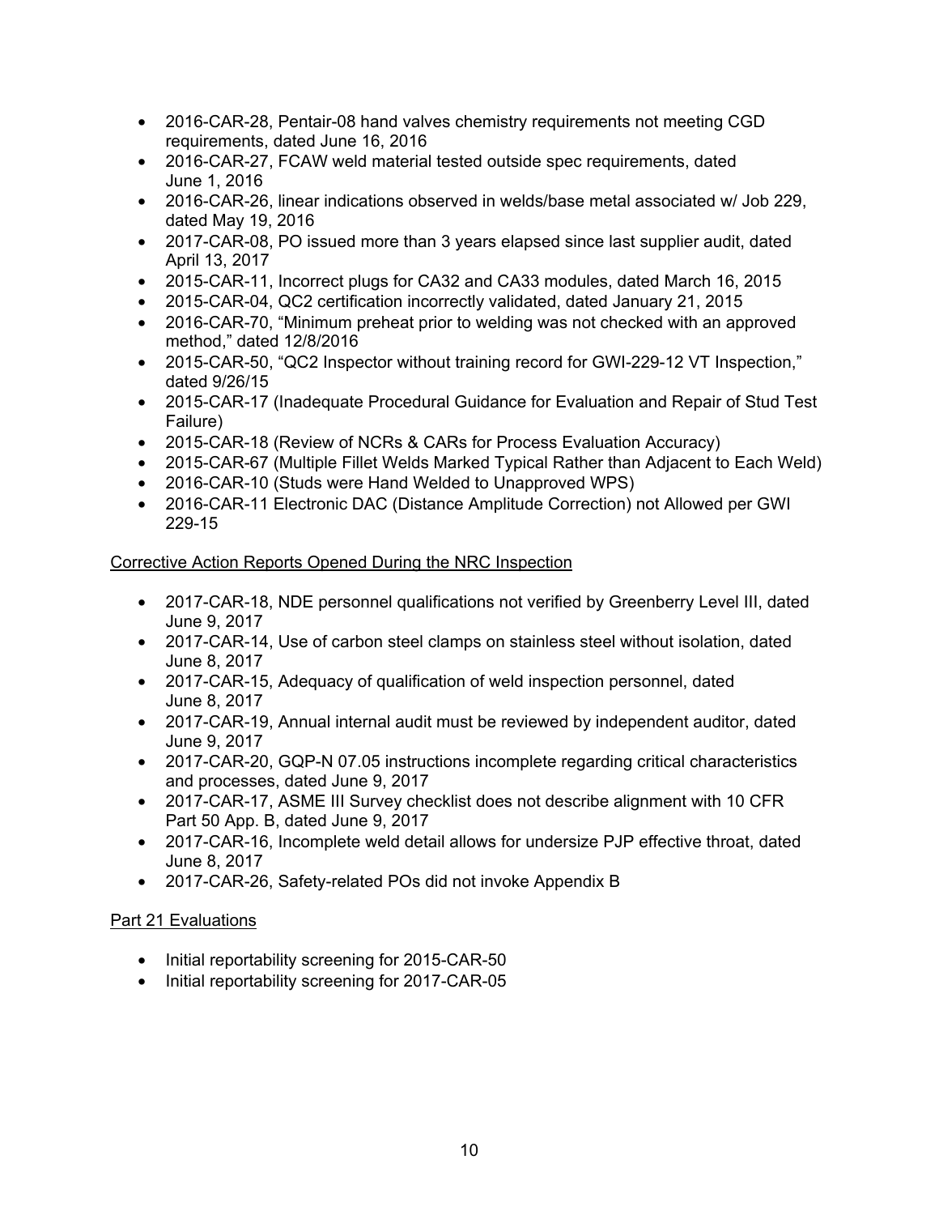- 2016-CAR-28, Pentair-08 hand valves chemistry requirements not meeting CGD requirements, dated June 16, 2016
- 2016-CAR-27, FCAW weld material tested outside spec requirements, dated June 1, 2016
- 2016-CAR-26, linear indications observed in welds/base metal associated w/ Job 229, dated May 19, 2016
- 2017-CAR-08, PO issued more than 3 years elapsed since last supplier audit, dated April 13, 2017
- 2015-CAR-11, Incorrect plugs for CA32 and CA33 modules, dated March 16, 2015
- 2015-CAR-04, QC2 certification incorrectly validated, dated January 21, 2015
- 2016-CAR-70, "Minimum preheat prior to welding was not checked with an approved method," dated 12/8/2016
- 2015-CAR-50, "QC2 Inspector without training record for GWI-229-12 VT Inspection," dated 9/26/15
- 2015-CAR-17 (Inadequate Procedural Guidance for Evaluation and Repair of Stud Test Failure)
- 2015-CAR-18 (Review of NCRs & CARs for Process Evaluation Accuracy)
- 2015-CAR-67 (Multiple Fillet Welds Marked Typical Rather than Adjacent to Each Weld)
- 2016-CAR-10 (Studs were Hand Welded to Unapproved WPS)
- 2016-CAR-11 Electronic DAC (Distance Amplitude Correction) not Allowed per GWI 229-15

Corrective Action Reports Opened During the NRC Inspection

- 2017-CAR-18, NDE personnel qualifications not verified by Greenberry Level III, dated June 9, 2017
- 2017-CAR-14, Use of carbon steel clamps on stainless steel without isolation, dated June 8, 2017
- 2017-CAR-15, Adequacy of qualification of weld inspection personnel, dated June 8, 2017
- 2017-CAR-19, Annual internal audit must be reviewed by independent auditor, dated June 9, 2017
- 2017-CAR-20, GQP-N 07.05 instructions incomplete regarding critical characteristics and processes, dated June 9, 2017
- 2017-CAR-17, ASME III Survey checklist does not describe alignment with 10 CFR Part 50 App. B, dated June 9, 2017
- 2017-CAR-16, Incomplete weld detail allows for undersize PJP effective throat, dated June 8, 2017
- 2017-CAR-26, Safety-related POs did not invoke Appendix B

Part 21 Evaluations

- Initial reportability screening for 2015-CAR-50
- Initial reportability screening for 2017-CAR-05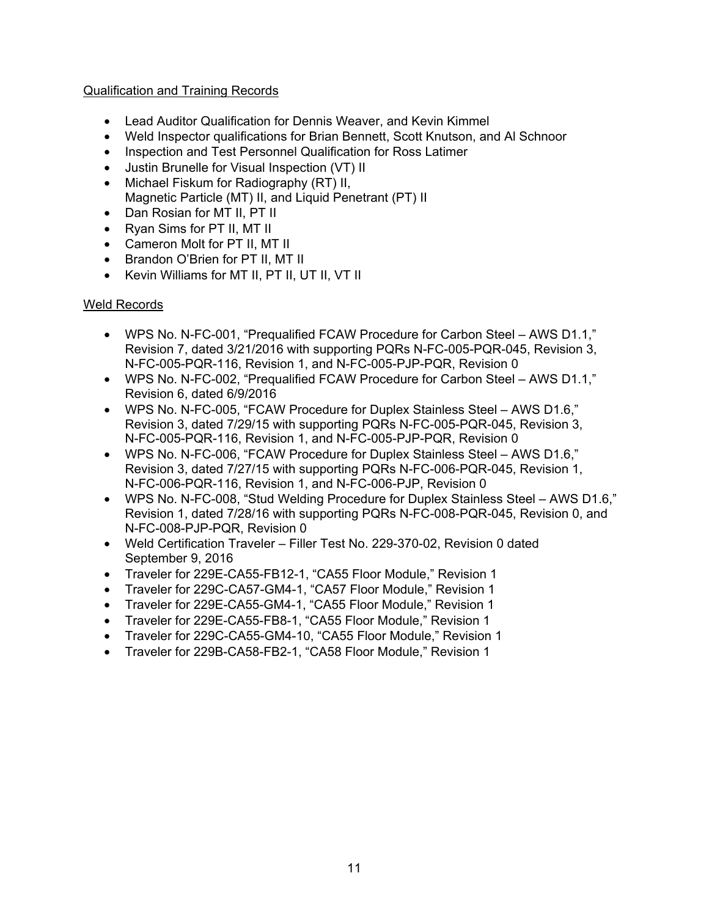Qualification and Training Records

- Lead Auditor Qualification for Dennis Weaver, and Kevin Kimmel
- Weld Inspector qualifications for Brian Bennett, Scott Knutson, and Al Schnoor
- Inspection and Test Personnel Qualification for Ross Latimer
- Justin Brunelle for Visual Inspection (VT) II
- Michael Fiskum for Radiography (RT) II, Magnetic Particle (MT) II, and Liquid Penetrant (PT) II
- Dan Rosian for MT II, PT II
- Ryan Sims for PT II, MT II
- Cameron Molt for PT II, MT II
- Brandon O'Brien for PT II, MT II
- Kevin Williams for MT II, PT II, UT II, VT II

Weld Records

- WPS No. N-FC-001, "Prequalified FCAW Procedure for Carbon Steel – AWS D1.1," Revision 7, dated 3/21/2016 with supporting PQRs N-FC-005-PQR-045, Revision 3, N-FC-005-PQR-116, Revision 1, and N-FC-005-PJP-PQR, Revision 0
- WPS No. N-FC-002, "Prequalified FCAW Procedure for Carbon Steel – AWS D1.1," Revision 6, dated 6/9/2016
- WPS No. N-FC-005, "FCAW Procedure for Duplex Stainless Steel – AWS D1.6," Revision 3, dated 7/29/15 with supporting PQRs N-FC-005-PQR-045, Revision 3, N-FC-005-PQR-116, Revision 1, and N-FC-005-PJP-PQR, Revision 0
- WPS No. N-FC-006, "FCAW Procedure for Duplex Stainless Steel – AWS D1.6," Revision 3, dated 7/27/15 with supporting PQRs N-FC-006-PQR-045, Revision 1, N-FC-006-PQR-116, Revision 1, and N-FC-006-PJP, Revision 0
- WPS No. N-FC-008, "Stud Welding Procedure for Duplex Stainless Steel – AWS D1.6," Revision 1, dated 7/28/16 with supporting PQRs N-FC-008-PQR-045, Revision 0, and N-FC-008-PJP-PQR, Revision 0
- Weld Certification Traveler – Filler Test No. 229-370-02, Revision 0 dated September 9, 2016
- Traveler for 229E-CA55-FB12-1, "CA55 Floor Module," Revision 1
- Traveler for 229C-CA57-GM4-1, "CA57 Floor Module," Revision 1
- Traveler for 229E-CA55-GM4-1, "CA55 Floor Module," Revision 1
- Traveler for 229E-CA55-FB8-1, "CA55 Floor Module," Revision 1
- Traveler for 229C-CA55-GM4-10, "CA55 Floor Module," Revision 1
- Traveler for 229B-CA58-FB2-1, "CA58 Floor Module," Revision 1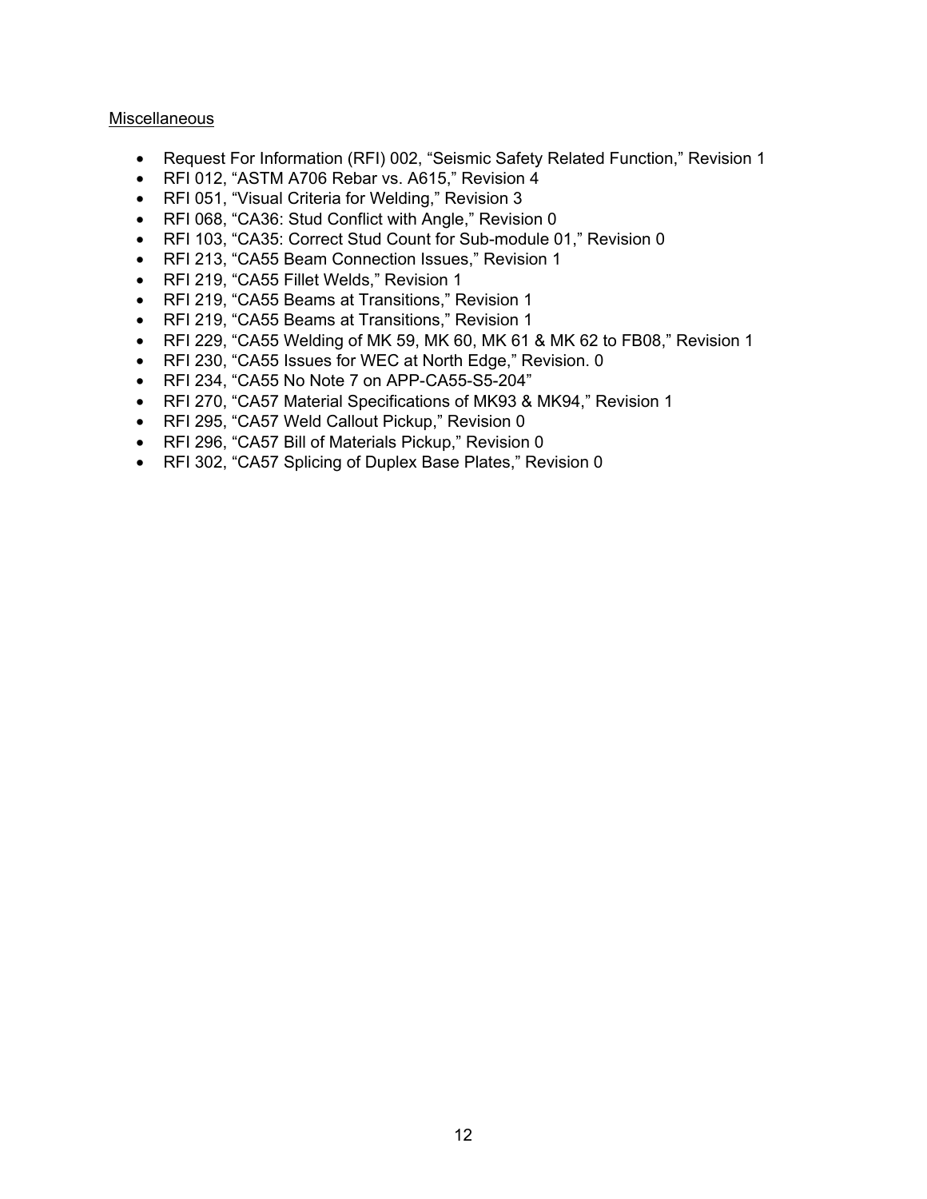Miscellaneous

- Request For Information (RFI) 002, "Seismic Safety Related Function," Revision 1
- RFI 012, "ASTM A706 Rebar vs. A615," Revision 4
- RFI 051, "Visual Criteria for Welding," Revision 3
- RFI 068, "CA36: Stud Conflict with Angle," Revision 0
- RFI 103, "CA35: Correct Stud Count for Sub-module 01," Revision 0
- RFI 213, "CA55 Beam Connection Issues," Revision 1
- RFI 219, "CA55 Fillet Welds," Revision 1
- RFI 219, "CA55 Beams at Transitions," Revision 1
- RFI 219, "CA55 Beams at Transitions," Revision 1
- RFI 229, "CA55 Welding of MK 59, MK 60, MK 61 & MK 62 to FB08," Revision 1
- RFI 230, "CA55 Issues for WEC at North Edge," Revision. 0
- RFI 234, "CA55 No Note 7 on APP-CA55-S5-204"
- RFI 270, "CA57 Material Specifications of MK93 & MK94," Revision 1
- RFI 295, "CA57 Weld Callout Pickup," Revision 0
- RFI 296, "CA57 Bill of Materials Pickup," Revision 0
- RFI 302, "CA57 Splicing of Duplex Base Plates," Revision 0